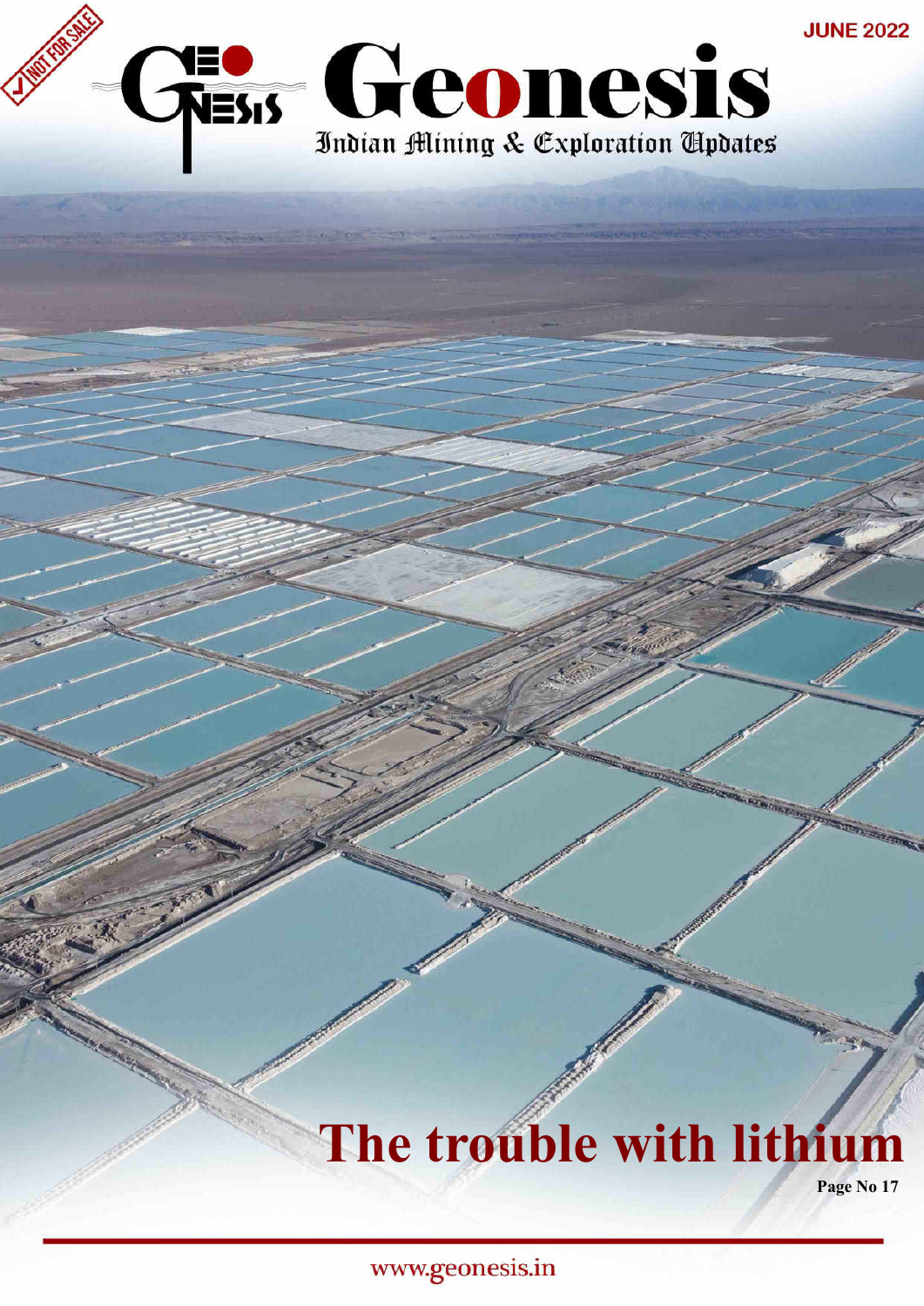NOT FOR SALE

JUNE 2022

# Geonesis

Indian Mining & Exploration Updates

## The trouble with lithium

Page No 17

www.geonesis.in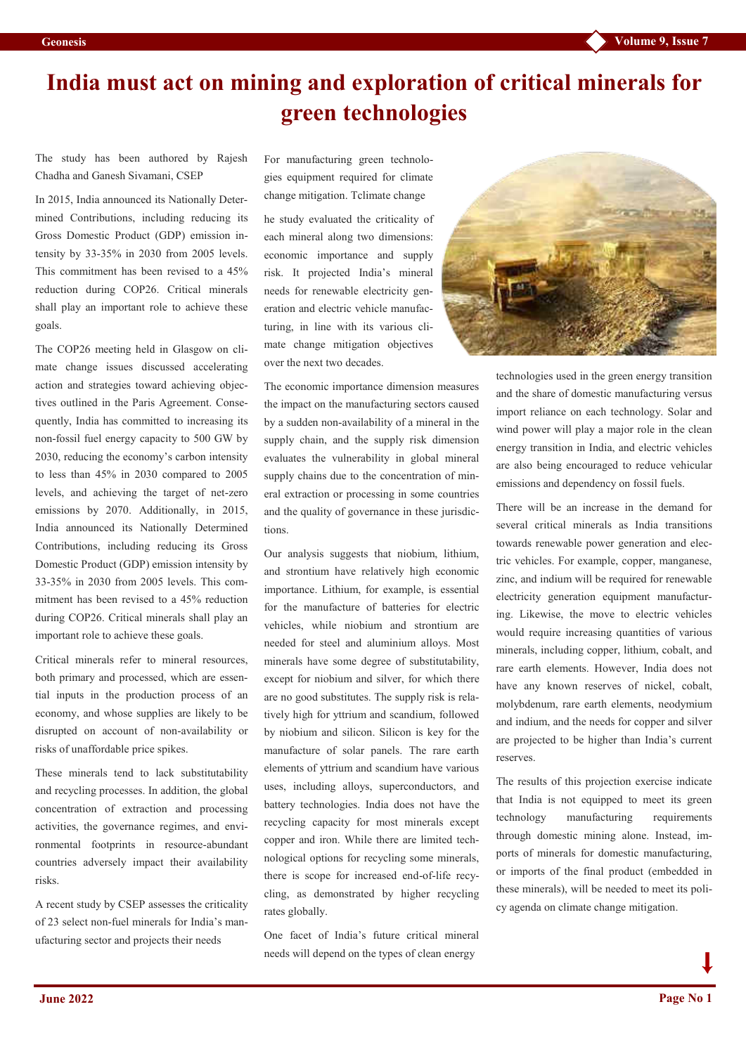# India must act on mining and exploration of critical minerals for green technologies

The study has been authored by Rajesh Chadha and Ganesh Sivamani, CSEP

In 2015, India announced its Nationally Determined Contributions, including reducing its Gross Domestic Product (GDP) emission intensity by 33-35% in 2030 from 2005 levels. This commitment has been revised to a 45% reduction during COP26. Critical minerals shall play an important role to achieve these goals.

The COP26 meeting held in Glasgow on climate change issues discussed accelerating action and strategies toward achieving objectives outlined in the Paris Agreement. Consequently, India has committed to increasing its non-fossil fuel energy capacity to 500 GW by 2030, reducing the economy's carbon intensity to less than 45% in 2030 compared to 2005 levels, and achieving the target of net-zero emissions by 2070. Additionally, in 2015, India announced its Nationally Determined Contributions, including reducing its Gross Domestic Product (GDP) emission intensity by 33-35% in 2030 from 2005 levels. This commitment has been revised to a 45% reduction during COP26. Critical minerals shall play an important role to achieve these goals.

Critical minerals refer to mineral resources, both primary and processed, which are essential inputs in the production process of an economy, and whose supplies are likely to be disrupted on account of non-availability or risks of unaffordable price spikes.

These minerals tend to lack substitutability and recycling processes. In addition, the global concentration of extraction and processing activities, the governance regimes, and environmental footprints in resource-abundant countries adversely impact their availability risks.

A recent study by CSEP assesses the criticality of 23 select non-fuel minerals for India's manufacturing sector and projects their needs

For manufacturing green technologies equipment required for climate change mitigation. Tclimate change

he study evaluated the criticality of each mineral along two dimensions: economic importance and supply risk. It projected India's mineral needs for renewable electricity generation and electric vehicle manufacturing, in line with its various climate change mitigation objectives over the next two decades.

The economic importance dimension measures the impact on the manufacturing sectors caused by a sudden non-availability of a mineral in the supply chain, and the supply risk dimension evaluates the vulnerability in global mineral supply chains due to the concentration of mineral extraction or processing in some countries and the quality of governance in these jurisdictions.

Our analysis suggests that niobium, lithium, and strontium have relatively high economic importance. Lithium, for example, is essential for the manufacture of batteries for electric vehicles, while niobium and strontium are needed for steel and aluminium alloys. Most minerals have some degree of substitutability, except for niobium and silver, for which there are no good substitutes. The supply risk is relatively high for yttrium and scandium, followed by niobium and silicon. Silicon is key for the manufacture of solar panels. The rare earth elements of yttrium and scandium have various uses, including alloys, superconductors, and battery technologies. India does not have the recycling capacity for most minerals except copper and iron. While there are limited technological options for recycling some minerals, there is scope for increased end-of-life recycling, as demonstrated by higher recycling rates globally.

One facet of India's future critical mineral needs will depend on the types of clean energy technologies used in the green energy transition and the share of domestic manufacturing versus import reliance on each technology. Solar and wind power will play a major role in the clean energy transition in India, and electric vehicles are also being encouraged to reduce vehicular emissions and dependency on fossil fuels.

There will be an increase in the demand for several critical minerals as India transitions towards renewable power generation and electric vehicles. For example, copper, manganese, zinc, and indium will be required for renewable electricity generation equipment manufacturing. Likewise, the move to electric vehicles would require increasing quantities of various minerals, including copper, lithium, cobalt, and rare earth elements. However, India does not have any known reserves of nickel, cobalt, molybdenum, rare earth elements, neodymium and indium, and the needs for copper and silver are projected to be higher than India's current reserves.

The results of this projection exercise indicate that India is not equipped to meet its green technology manufacturing requirements through domestic mining alone. Instead, imports of minerals for domestic manufacturing, or imports of the final product (embedded in these minerals), will be needed to meet its policy agenda on climate change mitigation.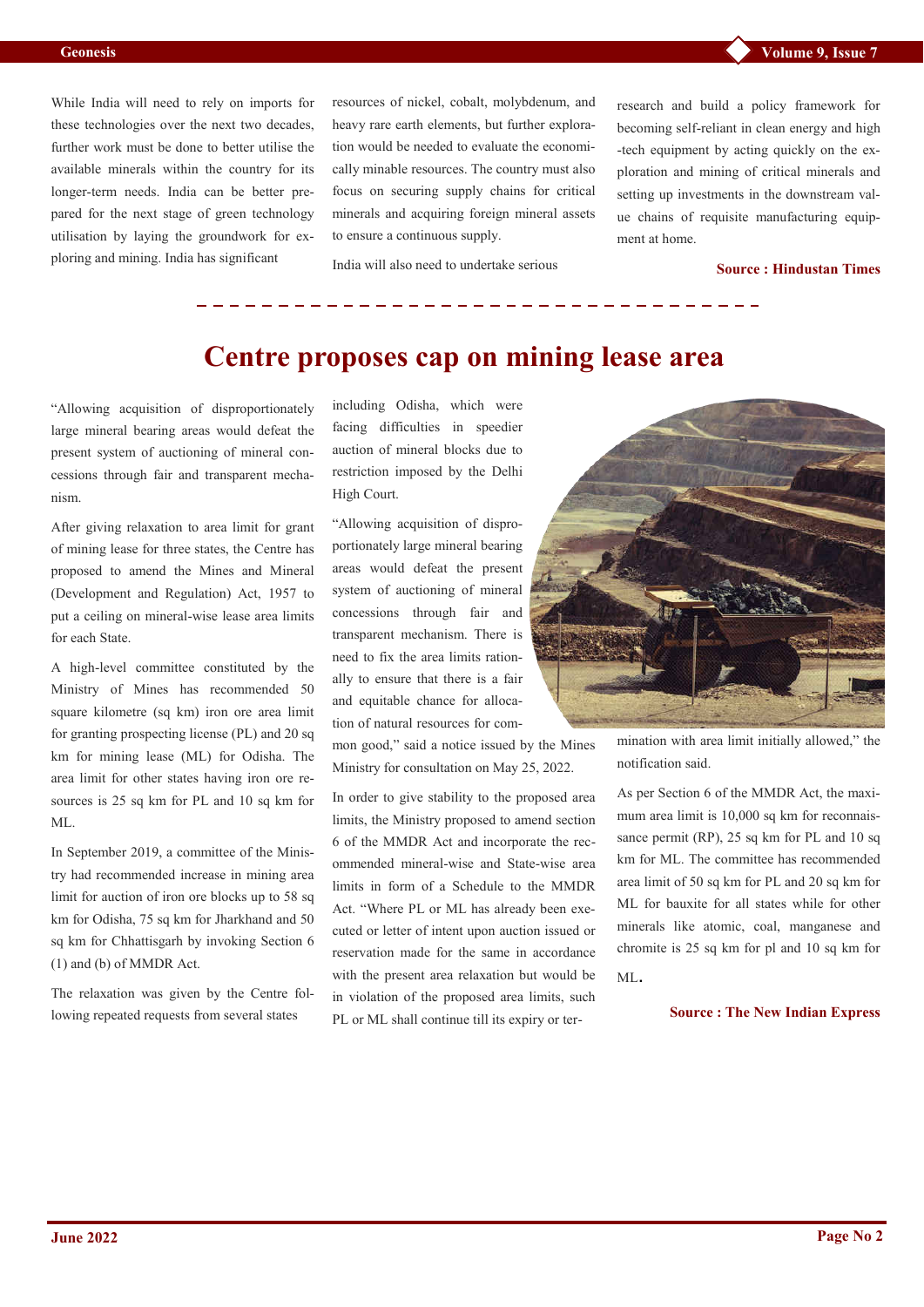While India will need to rely on imports for these technologies over the next two decades, further work must be done to better utilise the available minerals within the country for its longer-term needs. India can be better prepared for the next stage of green technology utilisation by laying the groundwork for exploring and mining. India has significant resources of nickel, cobalt, molybdenum, and heavy rare earth elements, but further exploration would be needed to evaluate the economically minable resources. The country must also focus on securing supply chains for critical minerals and acquiring foreign mineral assets to ensure a continuous supply.

India will also need to undertake serious research and build a policy framework for becoming self-reliant in clean energy and high-tech equipment by acting quickly on the exploration and mining of critical minerals and setting up investments in the downstream value chains of requisite manufacturing equipment at home.

**Source : Hindustan Times**

# Centre proposes cap on mining lease area

"Allowing acquisition of disproportionately large mineral bearing areas would defeat the present system of auctioning of mineral concessions through fair and transparent mechanism.

After giving relaxation to area limit for grant of mining lease for three states, the Centre has proposed to amend the Mines and Mineral (Development and Regulation) Act, 1957 to put a ceiling on mineral-wise lease area limits for each State.

A high-level committee constituted by the Ministry of Mines has recommended 50 square kilometre (sq km) iron ore area limit for granting prospecting license (PL) and 20 sq km for mining lease (ML) for Odisha. The area limit for other states having iron ore resources is 25 sq km for PL and 10 sq km for ML.

In September 2019, a committee of the Ministry had recommended increase in mining area limit for auction of iron ore blocks up to 58 sq km for Odisha, 75 sq km for Jharkhand and 50 sq km for Chhattisgarh by invoking Section 6 (1) and (b) of MMDR Act.

The relaxation was given by the Centre following repeated requests from several states including Odisha, which were facing difficulties in speedier auction of mineral blocks due to restriction imposed by the Delhi High Court.

"Allowing acquisition of disproportionately large mineral bearing areas would defeat the present system of auctioning of mineral concessions through fair and transparent mechanism. There is need to fix the area limits rationally to ensure that there is a fair and equitable chance for allocation of natural resources for common good," said a notice issued by the Mines Ministry for consultation on May 25, 2022.

In order to give stability to the proposed area limits, the Ministry proposed to amend section 6 of the MMDR Act and incorporate the recommended mineral-wise and State-wise area limits in form of a Schedule to the MMDR Act. "Where PL or ML has already been executed or letter of intent upon auction issued or reservation made for the same in accordance with the present area relaxation but would be in violation of the proposed area limits, such PL or ML shall continue till its expiry or termination with area limit initially allowed," the notification said.

As per Section 6 of the MMDR Act, the maximum area limit is 10,000 sq km for reconnaissance permit (RP), 25 sq km for PL and 10 sq km for ML. The committee has recommended area limit of 50 sq km for PL and 20 sq km for ML for bauxite for all states while for other minerals like atomic, coal, manganese and chromite is 25 sq km for pl and 10 sq km for ML.

**Source : The New Indian Express**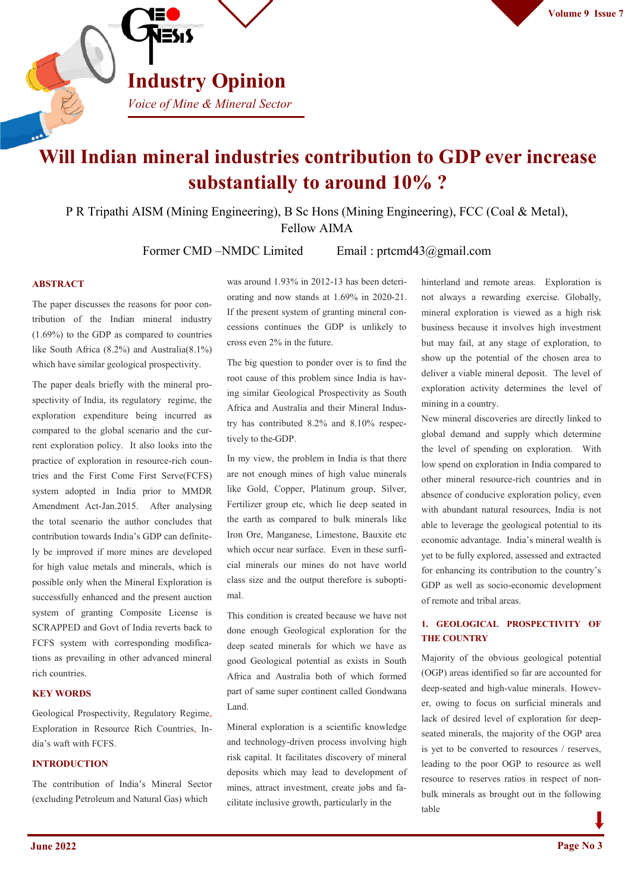# Industry Opinion

*Voice of Mine & Mineral Sector*

# Will Indian mineral industries contribution to GDP ever increase substantially to around 10% ?

P R Tripathi AISM (Mining Engineering), B Sc Hons (Mining Engineering), FCC (Coal & Metal), Fellow AIMA

Former CMD –NMDC Limited Email : prtcmd43@gmail.com

## ABSTRACT

The paper discusses the reasons for poor contribution of the Indian mineral industry (1.69%) to the GDP as compared to countries like South Africa (8.2%) and Australia(8.1%) which have similar geological prospectivity.

The paper deals briefly with the mineral prospectivity of India, its regulatory regime, the exploration expenditure being incurred as compared to the global scenario and the current exploration policy. It also looks into the practice of exploration in resource-rich countries and the First Come First Serve(FCFS) system adopted in India prior to MMDR Amendment Act-Jan.2015. After analysing the total scenario the author concludes that the contribution towards India's GDP can definitely be improved if more mines are developed for high value metals and minerals, which is possible only when the Mineral Exploration is successfully enhanced and the present auction system of granting Composite License is SCRAPPED and Govt of India reverts back to FCFS system with corresponding modifications as prevailing in other advanced mineral rich countries.

## KEY WORDS

Geological Prospectivity, Regulatory Regime, Exploration in Resource Rich Countries, India's waft with FCFS.

## INTRODUCTION

The contribution of India's Mineral Sector (excluding Petroleum and Natural Gas) which was around 1.93% in 2012-13 has been deteriorating and now stands at 1.69% in 2020-21. If the present system of granting mineral concessions continues the GDP is unlikely to cross even 2% in the future.

The big question to ponder over is to find the root cause of this problem since India is having similar Geological Prospectivity as South Africa and Australia and their Mineral Industry has contributed 8.2% and 8.10% respectively to the-GDP.

In my view, the problem in India is that there are not enough mines of high value minerals like Gold, Copper, Platinum group, Silver, Fertilizer group etc, which lie deep seated in the earth as compared to bulk minerals like Iron Ore, Manganese, Limestone, Bauxite etc which occur near surface. Even in these surficial minerals our mines do not have world class size and the output therefore is suboptimal.

This condition is created because we have not done enough Geological exploration for the deep seated minerals for which we have as good Geological potential as exists in South Africa and Australia both of which formed part of same super continent called Gondwana Land.

Mineral exploration is a scientific knowledge and technology-driven process involving high risk capital. It facilitates discovery of mineral deposits which may lead to development of mines, attract investment, create jobs and facilitate inclusive growth, particularly in the hinterland and remote areas. Exploration is not always a rewarding exercise. Globally, mineral exploration is viewed as a high risk business because it involves high investment but may fail, at any stage of exploration, to show up the potential of the chosen area to deliver a viable mineral deposit. The level of exploration activity determines the level of mining in a country.

New mineral discoveries are directly linked to global demand and supply which determine the level of spending on exploration. With low spend on exploration in India compared to other mineral resource-rich countries and in absence of conducive exploration policy, even with abundant natural resources, India is not able to leverage the geological potential to its economic advantage. India's mineral wealth is yet to be fully explored, assessed and extracted for enhancing its contribution to the country's GDP as well as socio-economic development of remote and tribal areas.

## 1. GEOLOGICAL PROSPECTIVITY OF THE COUNTRY

Majority of the obvious geological potential (OGP) areas identified so far are accounted for deep-seated and high-value minerals. However, owing to focus on surficial minerals and lack of desired level of exploration for deep-seated minerals, the majority of the OGP area is yet to be converted to resources / reserves, leading to the poor OGP to resource as well resource to reserves ratios in respect of non-bulk minerals as brought out in the following table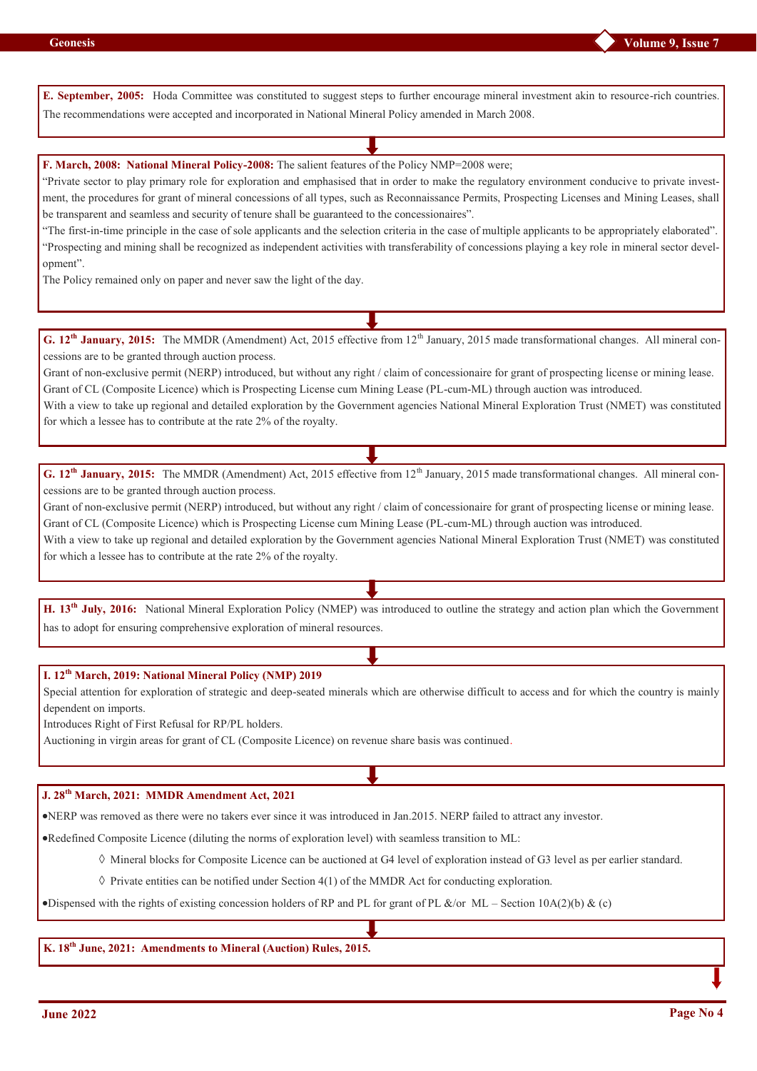**E. September, 2005:** Hoda Committee was constituted to suggest steps to further encourage mineral investment akin to resource-rich countries. The recommendations were accepted and incorporated in National Mineral Policy amended in March 2008.

**F. March, 2008: National Mineral Policy-2008:** The salient features of the Policy NMP=2008 were;

"Private sector to play primary role for exploration and emphasised that in order to make the regulatory environment conducive to private investment, the procedures for grant of mineral concessions of all types, such as Reconnaissance Permits, Prospecting Licenses and Mining Leases, shall be transparent and seamless and security of tenure shall be guaranteed to the concessionaires".

"The first-in-time principle in the case of sole applicants and the selection criteria in the case of multiple applicants to be appropriately elaborated".

"Prospecting and mining shall be recognized as independent activities with transferability of concessions playing a key role in mineral sector development".

The Policy remained only on paper and never saw the light of the day.

**G. 12th January, 2015:** The MMDR (Amendment) Act, 2015 effective from 12th January, 2015 made transformational changes. All mineral concessions are to be granted through auction process.

Grant of non-exclusive permit (NERP) introduced, but without any right / claim of concessionaire for grant of prospecting license or mining lease.

Grant of CL (Composite Licence) which is Prospecting License cum Mining Lease (PL-cum-ML) through auction was introduced.

With a view to take up regional and detailed exploration by the Government agencies National Mineral Exploration Trust (NMET) was constituted for which a lessee has to contribute at the rate 2% of the royalty.

**G. 12th January, 2015:** The MMDR (Amendment) Act, 2015 effective from 12th January, 2015 made transformational changes. All mineral concessions are to be granted through auction process.

Grant of non-exclusive permit (NERP) introduced, but without any right / claim of concessionaire for grant of prospecting license or mining lease.

Grant of CL (Composite Licence) which is Prospecting License cum Mining Lease (PL-cum-ML) through auction was introduced.

With a view to take up regional and detailed exploration by the Government agencies National Mineral Exploration Trust (NMET) was constituted for which a lessee has to contribute at the rate 2% of the royalty.

**H. 13th July, 2016:** National Mineral Exploration Policy (NMEP) was introduced to outline the strategy and action plan which the Government has to adopt for ensuring comprehensive exploration of mineral resources.

**I. 12th March, 2019: National Mineral Policy (NMP) 2019**

Special attention for exploration of strategic and deep-seated minerals which are otherwise difficult to access and for which the country is mainly dependent on imports.

Introduces Right of First Refusal for RP/PL holders.

Auctioning in virgin areas for grant of CL (Composite Licence) on revenue share basis was continued.

**J. 28th March, 2021: MMDR Amendment Act, 2021**

- NERP was removed as there were no takers ever since it was introduced in Jan.2015. NERP failed to attract any investor.
- Redefined Composite Licence (diluting the norms of exploration level) with seamless transition to ML:
  - ◊ Mineral blocks for Composite Licence can be auctioned at G4 level of exploration instead of G3 level as per earlier standard.
  - ◊ Private entities can be notified under Section 4(1) of the MMDR Act for conducting exploration.
- Dispensed with the rights of existing concession holders of RP and PL for grant of PL &/or ML – Section 10A(2)(b) & (c)

**K. 18th June, 2021: Amendments to Mineral (Auction) Rules, 2015.**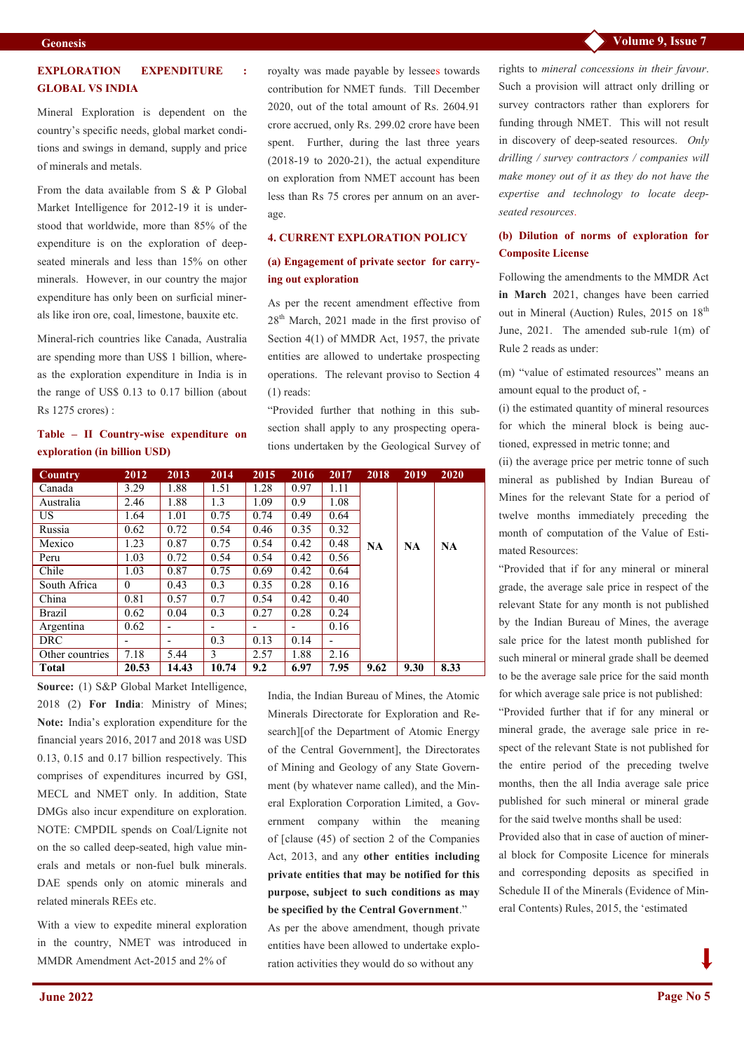**EXPLORATION EXPENDITURE : GLOBAL VS INDIA**

Mineral Exploration is dependent on the country's specific needs, global market conditions and swings in demand, supply and price of minerals and metals.

From the data available from S & P Global Market Intelligence for 2012-19 it is understood that worldwide, more than 85% of the expenditure is on the exploration of deep-seated minerals and less than 15% on other minerals. However, in our country the major expenditure has only been on surficial minerals like iron ore, coal, limestone, bauxite etc.

Mineral-rich countries like Canada, Australia are spending more than US$ 1 billion, whereas the exploration expenditure in India is in the range of US$ 0.13 to 0.17 billion (about Rs 1275 crores) :

**Table – II Country-wise expenditure on exploration (in billion USD)**

| Country | 2012 | 2013 | 2014 | 2015 | 2016 | 2017 | 2018 | 2019 | 2020 |
|---|---|---|---|---|---|---|---|---|---|
| Canada | 3.29 | 1.88 | 1.51 | 1.28 | 0.97 | 1.11 | NA | NA | NA |
| Australia | 2.46 | 1.88 | 1.3 | 1.09 | 0.9 | 1.08 | | | |
| US | 1.64 | 1.01 | 0.75 | 0.74 | 0.49 | 0.64 | | | |
| Russia | 0.62 | 0.72 | 0.54 | 0.46 | 0.35 | 0.32 | | | |
| Mexico | 1.23 | 0.87 | 0.75 | 0.54 | 0.42 | 0.48 | | | |
| Peru | 1.03 | 0.72 | 0.54 | 0.54 | 0.42 | 0.56 | | | |
| Chile | 1.03 | 0.87 | 0.75 | 0.69 | 0.42 | 0.64 | | | |
| South Africa | 0 | 0.43 | 0.3 | 0.35 | 0.28 | 0.16 | | | |
| China | 0.81 | 0.57 | 0.7 | 0.54 | 0.42 | 0.40 | | | |
| Brazil | 0.62 | 0.04 | 0.3 | 0.27 | 0.28 | 0.24 | | | |
| Argentina | 0.62 | - | - | - | - | 0.16 | | | |
| DRC | - | - | 0.3 | 0.13 | 0.14 | - | | | |
| Other countries | 7.18 | 5.44 | 3 | 2.57 | 1.88 | 2.16 | | | |
| **Total** | **20.53** | **14.43** | **10.74** | **9.2** | **6.97** | **7.95** | **9.62** | **9.30** | **8.33** |

**Source:** (1) S&P Global Market Intelligence, 2018 (2) **For India**: Ministry of Mines; **Note:** India's exploration expenditure for the financial years 2016, 2017 and 2018 was USD 0.13, 0.15 and 0.17 billion respectively. This comprises of expenditures incurred by GSI, MECL and NMET only. In addition, State DMGs also incur expenditure on exploration. NOTE: CMPDIL spends on Coal/Lignite not on the so called deep-seated, high value minerals and metals or non-fuel bulk minerals. DAE spends only on atomic minerals and related minerals REEs etc.

With a view to expedite mineral exploration in the country, NMET was introduced in MMDR Amendment Act-2015 and 2% of royalty was made payable by lessees towards contribution for NMET funds. Till December 2020, out of the total amount of Rs. 2604.91 crore accrued, only Rs. 299.02 crore have been spent. Further, during the last three years (2018-19 to 2020-21), the actual expenditure on exploration from NMET account has been less than Rs 75 crores per annum on an average.

**4. CURRENT EXPLORATION POLICY**

**(a) Engagement of private sector for carrying out exploration**

As per the recent amendment effective from 28th March, 2021 made in the first proviso of Section 4(1) of MMDR Act, 1957, the private entities are allowed to undertake prospecting operations. The relevant proviso to Section 4 (1) reads:

"Provided further that nothing in this sub-section shall apply to any prospecting operations undertaken by the Geological Survey of India, the Indian Bureau of Mines, the Atomic Minerals Directorate for Exploration and Research][of the Department of Atomic Energy of the Central Government], the Directorates of Mining and Geology of any State Government (by whatever name called), and the Mineral Exploration Corporation Limited, a Government company within the meaning of [clause (45) of section 2 of the Companies Act, 2013, and any **other entities including private entities that may be notified for this purpose, subject to such conditions as may be specified by the Central Government**."

As per the above amendment, though private entities have been allowed to undertake exploration activities they would do so without any rights to *mineral concessions in their favour*. Such a provision will attract only drilling or survey contractors rather than explorers for funding through NMET. This will not result in discovery of deep-seated resources. *Only drilling / survey contractors / companies will make money out of it as they do not have the expertise and technology to locate deep-seated resources*.

**(b) Dilution of norms of exploration for Composite License**

Following the amendments to the MMDR Act **in March** 2021, changes have been carried out in Mineral (Auction) Rules, 2015 on 18th June, 2021. The amended sub-rule 1(m) of Rule 2 reads as under:

(m) "value of estimated resources" means an amount equal to the product of, -

(i) the estimated quantity of mineral resources for which the mineral block is being auctioned, expressed in metric tonne; and

(ii) the average price per metric tonne of such mineral as published by Indian Bureau of Mines for the relevant State for a period of twelve months immediately preceding the month of computation of the Value of Estimated Resources:

"Provided that if for any mineral or mineral grade, the average sale price in respect of the relevant State for any month is not published by the Indian Bureau of Mines, the average sale price for the latest month published for such mineral or mineral grade shall be deemed to be the average sale price for the said month for which average sale price is not published:

"Provided further that if for any mineral or mineral grade, the average sale price in respect of the relevant State is not published for the entire period of the preceding twelve months, then the all India average sale price published for such mineral or mineral grade for the said twelve months shall be used:

Provided also that in case of auction of mineral block for Composite Licence for minerals and corresponding deposits as specified in Schedule II of the Minerals (Evidence of Mineral Contents) Rules, 2015, the 'estimated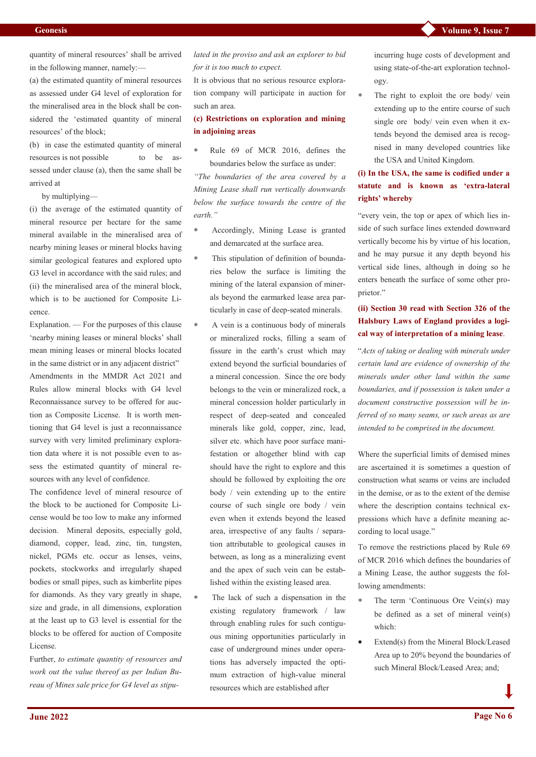quantity of mineral resources' shall be arrived in the following manner, namely:—

(a) the estimated quantity of mineral resources as assessed under G4 level of exploration for the mineralised area in the block shall be considered the 'estimated quantity of mineral resources' of the block;

(b) in case the estimated quantity of mineral resources is not possible to be assessed under clause (a), then the same shall be arrived at

by multiplying—

(i) the average of the estimated quantity of mineral resource per hectare for the same mineral available in the mineralised area of nearby mining leases or mineral blocks having similar geological features and explored upto G3 level in accordance with the said rules; and

(ii) the mineralised area of the mineral block, which is to be auctioned for Composite Licence.

Explanation. — For the purposes of this clause 'nearby mining leases or mineral blocks' shall mean mining leases or mineral blocks located in the same district or in any adjacent district"

Amendments in the MMDR Act 2021 and Rules allow mineral blocks with G4 level Reconnaissance survey to be offered for auction as Composite License. It is worth mentioning that G4 level is just a reconnaissance survey with very limited preliminary exploration data where it is not possible even to assess the estimated quantity of mineral resources with any level of confidence.

The confidence level of mineral resource of the block to be auctioned for Composite License would be too low to make any informed decision. Mineral deposits, especially gold, diamond, copper, lead, zinc, tin, tungsten, nickel, PGMs etc. occur as lenses, veins, pockets, stockworks and irregularly shaped bodies or small pipes, such as kimberlite pipes for diamonds. As they vary greatly in shape, size and grade, in all dimensions, exploration at the least up to G3 level is essential for the blocks to be offered for auction of Composite License.

Further, *to estimate quantity of resources and work out the value thereof as per Indian Bureau of Mines sale price for G4 level as stipulated in the proviso and ask an explorer to bid for it is too much to expect.*

It is obvious that no serious resource exploration company will participate in auction for such an area.

**(c) Restrictions on exploration and mining in adjoining areas**

* Rule 69 of MCR 2016, defines the boundaries below the surface as under:

*"The boundaries of the area covered by a Mining Lease shall run vertically downwards below the surface towards the centre of the earth."*

* Accordingly, Mining Lease is granted and demarcated at the surface area.
* This stipulation of definition of boundaries below the surface is limiting the mining of the lateral expansion of minerals beyond the earmarked lease area particularly in case of deep-seated minerals.
* A vein is a continuous body of minerals or mineralized rocks, filling a seam of fissure in the earth's crust which may extend beyond the surficial boundaries of a mineral concession. Since the ore body belongs to the vein or mineralized rock, a mineral concession holder particularly in respect of deep-seated and concealed minerals like gold, copper, zinc, lead, silver etc. which have poor surface manifestation or altogether blind with cap should have the right to explore and this should be followed by exploiting the ore body / vein extending up to the entire course of such single ore body / vein even when it extends beyond the leased area, irrespective of any faults / separation attributable to geological causes in between, as long as a mineralizing event and the apex of such vein can be established within the existing leased area.
* The lack of such a dispensation in the existing regulatory framework / law through enabling rules for such contiguous mining opportunities particularly in case of underground mines under operations has adversely impacted the optimum extraction of high-value mineral resources which are established after incurring huge costs of development and using state-of-the-art exploration technology.
* The right to exploit the ore body/ vein extending up to the entire course of such single ore body/ vein even when it extends beyond the demised area is recognised in many developed countries like the USA and United Kingdom.

**(i) In the USA, the same is codified under a statute and is known as 'extra-lateral rights' whereby**

"every vein, the top or apex of which lies inside of such surface lines extended downward vertically become his by virtue of his location, and he may pursue it any depth beyond his vertical side lines, although in doing so he enters beneath the surface of some other proprietor."

**(ii) Section 30 read with Section 326 of the Halsbury Laws of England provides a logical way of interpretation of a mining lease.**

"*Acts of taking or dealing with minerals under certain land are evidence of ownership of the minerals under other land within the same boundaries, and if possession is taken under a document constructive possession will be inferred of so many seams, or such areas as are intended to be comprised in the document.*

Where the superficial limits of demised mines are ascertained it is sometimes a question of construction what seams or veins are included in the demise, or as to the extent of the demise where the description contains technical expressions which have a definite meaning according to local usage."

To remove the restrictions placed by Rule 69 of MCR 2016 which defines the boundaries of a Mining Lease, the author suggests the following amendments:

* The term 'Continuous Ore Vein(s) may be defined as a set of mineral vein(s) which:
  - Extend(s) from the Mineral Block/Leased Area up to 20% beyond the boundaries of such Mineral Block/Leased Area; and;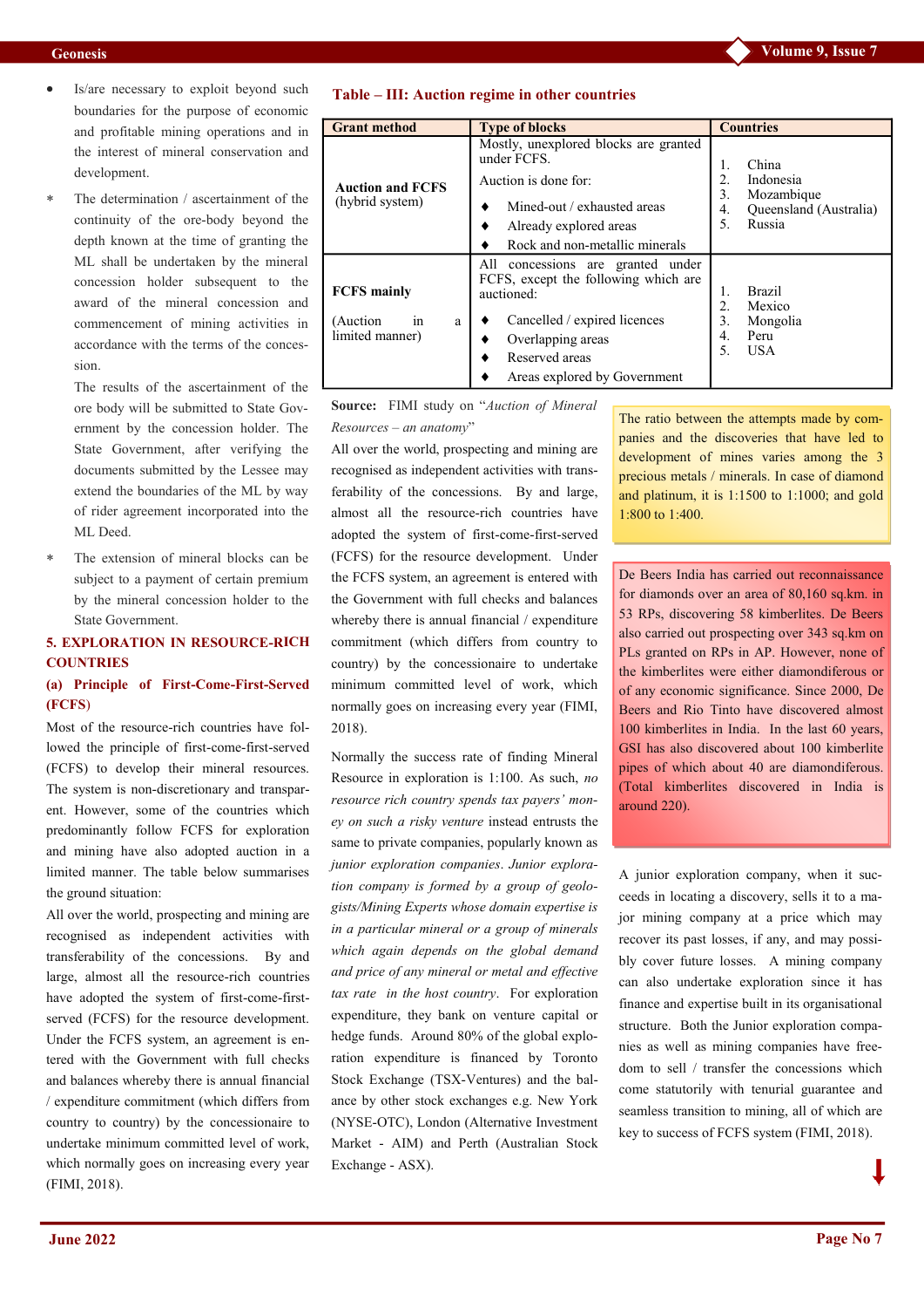- Is/are necessary to exploit beyond such boundaries for the purpose of economic and profitable mining operations and in the interest of mineral conservation and development.

* The determination / ascertainment of the continuity of the ore-body beyond the depth known at the time of granting the ML shall be undertaken by the mineral concession holder subsequent to the award of the mineral concession and commencement of mining activities in accordance with the terms of the concession.

  The results of the ascertainment of the ore body will be submitted to State Government by the concession holder. The State Government, after verifying the documents submitted by the Lessee may extend the boundaries of the ML by way of rider agreement incorporated into the ML Deed.

* The extension of mineral blocks can be subject to a payment of certain premium by the mineral concession holder to the State Government.

## 5. EXPLORATION IN RESOURCE-RICH COUNTRIES

### (a) Principle of First-Come-First-Served (FCFS)

Most of the resource-rich countries have followed the principle of first-come-first-served (FCFS) to develop their mineral resources. The system is non-discretionary and transparent. However, some of the countries which predominantly follow FCFS for exploration and mining have also adopted auction in a limited manner. The table below summarises the ground situation:

All over the world, prospecting and mining are recognised as independent activities with transferability of the concessions. By and large, almost all the resource-rich countries have adopted the system of first-come-first-served (FCFS) for the resource development. Under the FCFS system, an agreement is entered with the Government with full checks and balances whereby there is annual financial / expenditure commitment (which differs from country to country) by the concessionaire to undertake minimum committed level of work, which normally goes on increasing every year (FIMI, 2018).

**Table – III: Auction regime in other countries**

| Grant method | Type of blocks | Countries |
|---|---|---|
| **Auction and FCFS** (hybrid system) | Mostly, unexplored blocks are granted under FCFS. Auction is done for: ♦ Mined-out / exhausted areas ♦ Already explored areas ♦ Rock and non-metallic minerals | 1. China 2. Indonesia 3. Mozambique 4. Queensland (Australia) 5. Russia |
| **FCFS mainly** (Auction in a limited manner) | All concessions are granted under FCFS, except the following which are auctioned: ♦ Cancelled / expired licences ♦ Overlapping areas ♦ Reserved areas ♦ Areas explored by Government | 1. Brazil 2. Mexico 3. Mongolia 4. Peru 5. USA |

**Source:** FIMI study on "*Auction of Mineral Resources – an anatomy*"

All over the world, prospecting and mining are recognised as independent activities with transferability of the concessions. By and large, almost all the resource-rich countries have adopted the system of first-come-first-served (FCFS) for the resource development. Under the FCFS system, an agreement is entered with the Government with full checks and balances whereby there is annual financial / expenditure commitment (which differs from country to country) by the concessionaire to undertake minimum committed level of work, which normally goes on increasing every year (FIMI, 2018).

Normally the success rate of finding Mineral Resource in exploration is 1:100. As such, *no resource rich country spends tax payers' money on such a risky venture* instead entrusts the same to private companies, popularly known as *junior exploration companies*. *Junior exploration company is formed by a group of geologists/Mining Experts whose domain expertise is in a particular mineral or a group of minerals which again depends on the global demand and price of any mineral or metal and effective tax rate in the host country*. For exploration expenditure, they bank on venture capital or hedge funds. Around 80% of the global exploration expenditure is financed by Toronto Stock Exchange (TSX-Ventures) and the balance by other stock exchanges e.g. New York (NYSE-OTC), London (Alternative Investment Market - AIM) and Perth (Australian Stock Exchange - ASX).

> The ratio between the attempts made by companies and the discoveries that have led to development of mines varies among the 3 precious metals / minerals. In case of diamond and platinum, it is 1:1500 to 1:1000; and gold 1:800 to 1:400.

> De Beers India has carried out reconnaissance for diamonds over an area of 80,160 sq.km. in 53 RPs, discovering 58 kimberlites. De Beers also carried out prospecting over 343 sq.km on PLs granted on RPs in AP. However, none of the kimberlites were either diamondiferous or of any economic significance. Since 2000, De Beers and Rio Tinto have discovered almost 100 kimberlites in India. In the last 60 years, GSI has also discovered about 100 kimberlite pipes of which about 40 are diamondiferous. (Total kimberlites discovered in India is around 220).

A junior exploration company, when it succeeds in locating a discovery, sells it to a major mining company at a price which may recover its past losses, if any, and may possibly cover future losses. A mining company can also undertake exploration since it has finance and expertise built in its organisational structure. Both the Junior exploration companies as well as mining companies have freedom to sell / transfer the concessions which come statutorily with tenurial guarantee and seamless transition to mining, all of which are key to success of FCFS system (FIMI, 2018).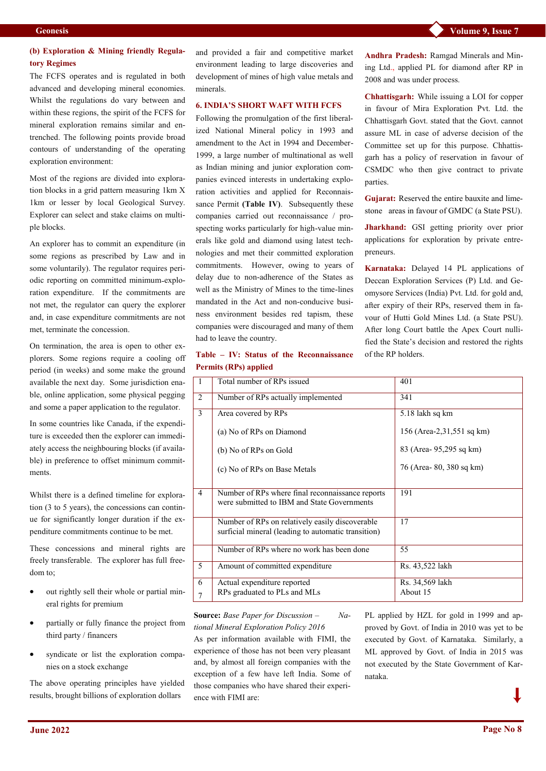**(b) Exploration & Mining friendly Regulatory Regimes**

The FCFS operates and is regulated in both advanced and developing mineral economies. Whilst the regulations do vary between and within these regions, the spirit of the FCFS for mineral exploration remains similar and entrenched. The following points provide broad contours of understanding of the operating exploration environment:

Most of the regions are divided into exploration blocks in a grid pattern measuring 1km X 1km or lesser by local Geological Survey. Explorer can select and stake claims on multiple blocks.

An explorer has to commit an expenditure (in some regions as prescribed by Law and in some voluntarily). The regulator requires periodic reporting on committed minimum exploration expenditure. If the commitments are not met, the regulator can query the explorer and, in case expenditure commitments are not met, terminate the concession.

On termination, the area is open to other explorers. Some regions require a cooling off period (in weeks) and some make the ground available the next day. Some jurisdiction enable, online application, some physical pegging and some a paper application to the regulator.

In some countries like Canada, if the expenditure is exceeded then the explorer can immediately access the neighbouring blocks (if available) in preference to offset minimum commitments.

Whilst there is a defined timeline for exploration (3 to 5 years), the concessions can continue for significantly longer duration if the expenditure commitments continue to be met.

These concessions and mineral rights are freely transferable. The explorer has full freedom to;

- out rightly sell their whole or partial mineral rights for premium
- partially or fully finance the project from third party / financers
- syndicate or list the exploration companies on a stock exchange

The above operating principles have yielded results, brought billions of exploration dollars and provided a fair and competitive market environment leading to large discoveries and development of mines of high value metals and minerals.

## 6. INDIA'S SHORT WAFT WITH FCFS

Following the promulgation of the first liberalized National Mineral policy in 1993 and amendment to the Act in 1994 and December-1999, a large number of multinational as well as Indian mining and junior exploration companies evinced interests in undertaking exploration activities and applied for Reconnaissance Permit **(Table IV)**. Subsequently these companies carried out reconnaissance / prospecting works particularly for high-value minerals like gold and diamond using latest technologies and met their committed exploration commitments. However, owing to years of delay due to non-adherence of the States as well as the Ministry of Mines to the time-lines mandated in the Act and non-conducive business environment besides red tapism, these companies were discouraged and many of them had to leave the country.

**Table – IV: Status of the Reconnaissance Permits (RPs) applied**

| | | |
|---|---|---|
| 1 | Total number of RPs issued | 401 |
| 2 | Number of RPs actually implemented | 341 |
| 3 | Area covered by RPs | 5.18 lakh sq km |
| | (a) No of RPs on Diamond | 156 (Area-2,31,551 sq km) |
| | (b) No of RPs on Gold | 83 (Area- 95,295 sq km) |
| | (c) No of RPs on Base Metals | 76 (Area- 80, 380 sq km) |
| 4 | Number of RPs where final reconnaissance reports were submitted to IBM and State Governments | 191 |
| | Number of RPs on relatively easily discoverable surficial mineral (leading to automatic transition) | 17 |
| | Number of RPs where no work has been done | 55 |
| 5 | Amount of committed expenditure | Rs. 43,522 lakh |
| 6 | Actual expenditure reported | Rs. 34,569 lakh |
| 7 | RPs graduated to PLs and MLs | About 15 |

**Source:** *Base Paper for Discussion – National Mineral Exploration Policy 2016*

As per information available with FIMI, the experience of those has not been very pleasant and, by almost all foreign companies with the exception of a few have left India. Some of those companies who have shared their experience with FIMI are:

**Andhra Pradesh:** Ramgad Minerals and Mining Ltd., applied PL for diamond after RP in 2008 and was under process.

**Chhattisgarh:** While issuing a LOI for copper in favour of Mira Exploration Pvt. Ltd. the Chhattisgarh Govt. stated that the Govt. cannot assure ML in case of adverse decision of the Committee set up for this purpose. Chhattisgarh has a policy of reservation in favour of CSMDC who then give contract to private parties.

**Gujarat:** Reserved the entire bauxite and limestone areas in favour of GMDC (a State PSU).

**Jharkhand:** GSI getting priority over prior applications for exploration by private entrepreneurs.

**Karnataka:** Delayed 14 PL applications of Deccan Exploration Services (P) Ltd. and Geomysore Services (India) Pvt. Ltd. for gold and, after expiry of their RPs, reserved them in favour of Hutti Gold Mines Ltd. (a State PSU). After long Court battle the Apex Court nullified the State's decision and restored the rights of the RP holders.

PL applied by HZL for gold in 1999 and approved by Govt. of India in 2010 was yet to be executed by Govt. of Karnataka. Similarly, a ML approved by Govt. of India in 2015 was not executed by the State Government of Karnataka.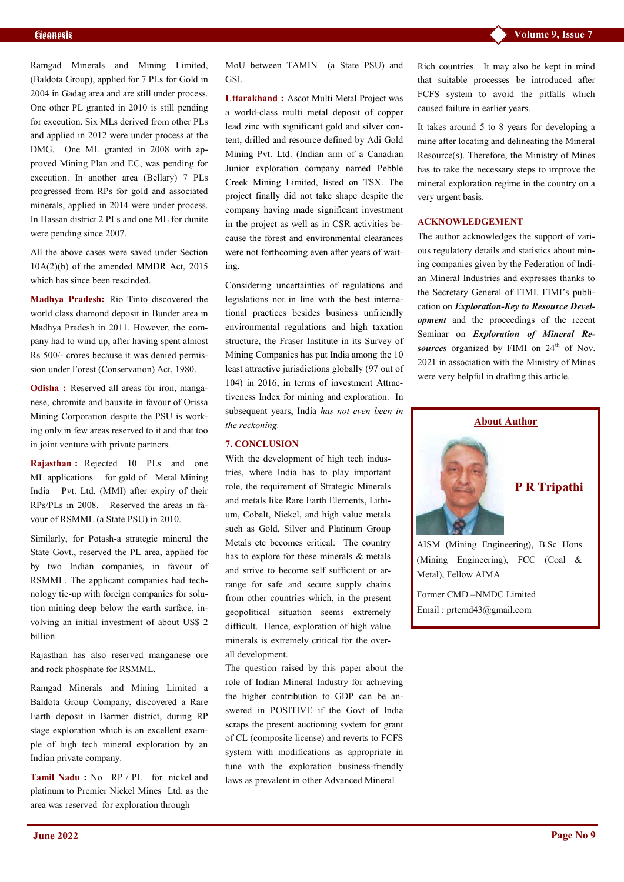Ramgad Minerals and Mining Limited, (Baldota Group), applied for 7 PLs for Gold in 2004 in Gadag area and are still under process. One other PL granted in 2010 is still pending for execution. Six MLs derived from other PLs and applied in 2012 were under process at the DMG. One ML granted in 2008 with approved Mining Plan and EC, was pending for execution. In another area (Bellary) 7 PLs progressed from RPs for gold and associated minerals, applied in 2014 were under process. In Hassan district 2 PLs and one ML for dunite were pending since 2007.

All the above cases were saved under Section 10A(2)(b) of the amended MMDR Act, 2015 which has since been rescinded.

**Madhya Pradesh:** Rio Tinto discovered the world class diamond deposit in Bunder area in Madhya Pradesh in 2011. However, the company had to wind up, after having spent almost Rs 500/- crores because it was denied permission under Forest (Conservation) Act, 1980.

**Odisha :** Reserved all areas for iron, manganese, chromite and bauxite in favour of Orissa Mining Corporation despite the PSU is working only in few areas reserved to it and that too in joint venture with private partners.

**Rajasthan :** Rejected 10 PLs and one ML applications for gold of Metal Mining India Pvt. Ltd. (MMI) after expiry of their RPs/PLs in 2008. Reserved the areas in favour of RSMML (a State PSU) in 2010.

Similarly, for Potash-a strategic mineral the State Govt., reserved the PL area, applied for by two Indian companies, in favour of RSMML. The applicant companies had technology tie-up with foreign companies for solution mining deep below the earth surface, involving an initial investment of about US$ 2 billion.

Rajasthan has also reserved manganese ore and rock phosphate for RSMML.

Ramgad Minerals and Mining Limited a Baldota Group Company, discovered a Rare Earth deposit in Barmer district, during RP stage exploration which is an excellent example of high tech mineral exploration by an Indian private company.

**Tamil Nadu :** No RP / PL for nickel and platinum to Premier Nickel Mines Ltd. as the area was reserved for exploration through MoU between TAMIN (a State PSU) and GSI.

**Uttarakhand :** Ascot Multi Metal Project was a world-class multi metal deposit of copper lead zinc with significant gold and silver content, drilled and resource defined by Adi Gold Mining Pvt. Ltd. (Indian arm of a Canadian Junior exploration company named Pebble Creek Mining Limited, listed on TSX. The project finally did not take shape despite the company having made significant investment in the project as well as in CSR activities because the forest and environmental clearances were not forthcoming even after years of waiting.

Considering uncertainties of regulations and legislations not in line with the best international practices besides business unfriendly environmental regulations and high taxation structure, the Fraser Institute in its Survey of Mining Companies has put India among the 10 least attractive jurisdictions globally (97 out of 104) in 2016, in terms of investment Attractiveness Index for mining and exploration. In subsequent years, India *has not even been in the reckoning.*

## 7. CONCLUSION

With the development of high tech industries, where India has to play important role, the requirement of Strategic Minerals and metals like Rare Earth Elements, Lithium, Cobalt, Nickel, and high value metals such as Gold, Silver and Platinum Group Metals etc becomes critical. The country has to explore for these minerals & metals and strive to become self sufficient or arrange for safe and secure supply chains from other countries which, in the present geopolitical situation seems extremely difficult. Hence, exploration of high value minerals is extremely critical for the overall development.

The question raised by this paper about the role of Indian Mineral Industry for achieving the higher contribution to GDP can be answered in POSITIVE if the Govt of India scraps the present auctioning system for grant of CL (composite license) and reverts to FCFS system with modifications as appropriate in tune with the exploration business-friendly laws as prevalent in other Advanced Mineral Rich countries. It may also be kept in mind that suitable processes be introduced after FCFS system to avoid the pitfalls which caused failure in earlier years.

It takes around 5 to 8 years for developing a mine after locating and delineating the Mineral Resource(s). Therefore, the Ministry of Mines has to take the necessary steps to improve the mineral exploration regime in the country on a very urgent basis.

## ACKNOWLEDGEMENT

The author acknowledges the support of various regulatory details and statistics about mining companies given by the Federation of Indian Mineral Industries and expresses thanks to the Secretary General of FIMI. FIMI's publication on ***Exploration-Key to Resource Development*** and the proceedings of the recent Seminar on ***Exploration of Mineral Resources*** organized by FIMI on 24th of Nov. 2021 in association with the Ministry of Mines were very helpful in drafting this article.

## About Author

**P R Tripathi**

AISM (Mining Engineering), B.Sc Hons (Mining Engineering), FCC (Coal & Metal), Fellow AIMA

Former CMD –NMDC Limited

Email : prtcmd43@gmail.com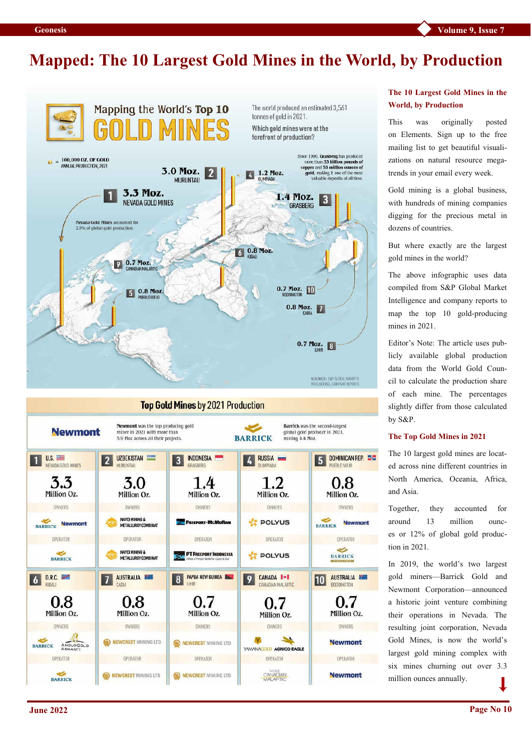# Mapped: The 10 Largest Gold Mines in the World, by Production

## Mapping the World's Top 10 GOLD MINES

The world produced an estimated 3,561 tonnes of gold in 2021.

Which gold mines were at the forefront of production?

= 100,000 OZ. OF GOLD ANNUAL PRODUCTION, 2021

1 — 3.3 Moz. NEVADA GOLD MINES

Nevada Gold Mines accounted for 2.9% of global gold production.

2 — 3.0 Moz. MURUNTAU

3 — 1.4 Moz. GRASBERG

Since 1990, Grasberg has produced more than 33 billion pounds of copper and 53 million ounces of gold, making it one of the most valuable deposits of all time.

4 — 1.2 Moz. OLIMPIADA

5 — 0.8 Moz. PUEBLO VIEJO

6 — 0.8 Moz. KIBALI

7 — 0.8 Moz. CADIA

8 — 0.7 Moz. LIHIR

9 — 0.7 Moz. CANADIAN MALARTIC

10 — 0.7 Moz. BODDINGTON

SOURCE: S&P GLOBAL MARKET INTELLIGENCE, COMPANY REPORTS

### Top Gold Mines by 2021 Production

Newmont was the top producing gold miner in 2021 with more than 5.9 Moz across all their projects.

Barrick was the second-largest global gold producer in 2021, mining 4.4 Moz.

| Rank | Country | Mine | Production | Owners | Operator |
|---|---|---|---|---|---|
| 1 | U.S. | Nevada Gold Mines | 3.3 Million Oz. | Barrick, Newmont | Barrick |
| 2 | Uzbekistan | Muruntau | 3.0 Million Oz. | Navoi Mining & Metallurgy Combinat | Navoi Mining & Metallurgy Combinat |
| 3 | Indonesia | Grasberg | 1.4 Million Oz. | Freeport-McMoRan | PT Freeport Indonesia |
| 4 | Russia | Olimpiada | 1.2 Million Oz. | Polyus | Polyus |
| 5 | Dominican Rep. | Pueblo Viejo | 0.8 Million Oz. | Barrick, Newmont | Barrick |
| 6 | D.R.C. | Kibali | 0.8 Million Oz. | Barrick, AngloGold Ashanti | Barrick |
| 7 | Australia | Cadia | 0.8 Million Oz. | Newcrest Mining Ltd | Newcrest Mining Ltd |
| 8 | Papua New Guinea | Lihir | 0.7 Million Oz. | Newcrest Mining Ltd | Newcrest Mining Ltd |
| 9 | Canada | Canadian Malartic | 0.7 Million Oz. | Yamana Gold, Agnico Eagle | Mine Canadian Malartic |
| 10 | Australia | Boddington | 0.7 Million Oz. | Newmont | Newmont |

### The 10 Largest Gold Mines in the World, by Production

This was originally posted on Elements. Sign up to the free mailing list to get beautiful visualizations on natural resource megatrends in your email every week.

Gold mining is a global business, with hundreds of mining companies digging for the precious metal in dozens of countries.

But where exactly are the largest gold mines in the world?

The above infographic uses data compiled from S&P Global Market Intelligence and company reports to map the top 10 gold-producing mines in 2021.

Editor's Note: The article uses publicly available global production data from the World Gold Council to calculate the production share of each mine. The percentages slightly differ from those calculated by S&P.

### The Top Gold Mines in 2021

The 10 largest gold mines are located across nine different countries in North America, Oceania, Africa, and Asia.

Together, they accounted for around 13 million ounces or 12% of global gold production in 2021.

In 2019, the world's two largest gold miners—Barrick Gold and Newmont Corporation—announced a historic joint venture combining their operations in Nevada. The resulting joint corporation, Nevada Gold Mines, is now the world's largest gold mining complex with six mines churning out over 3.3 million ounces annually.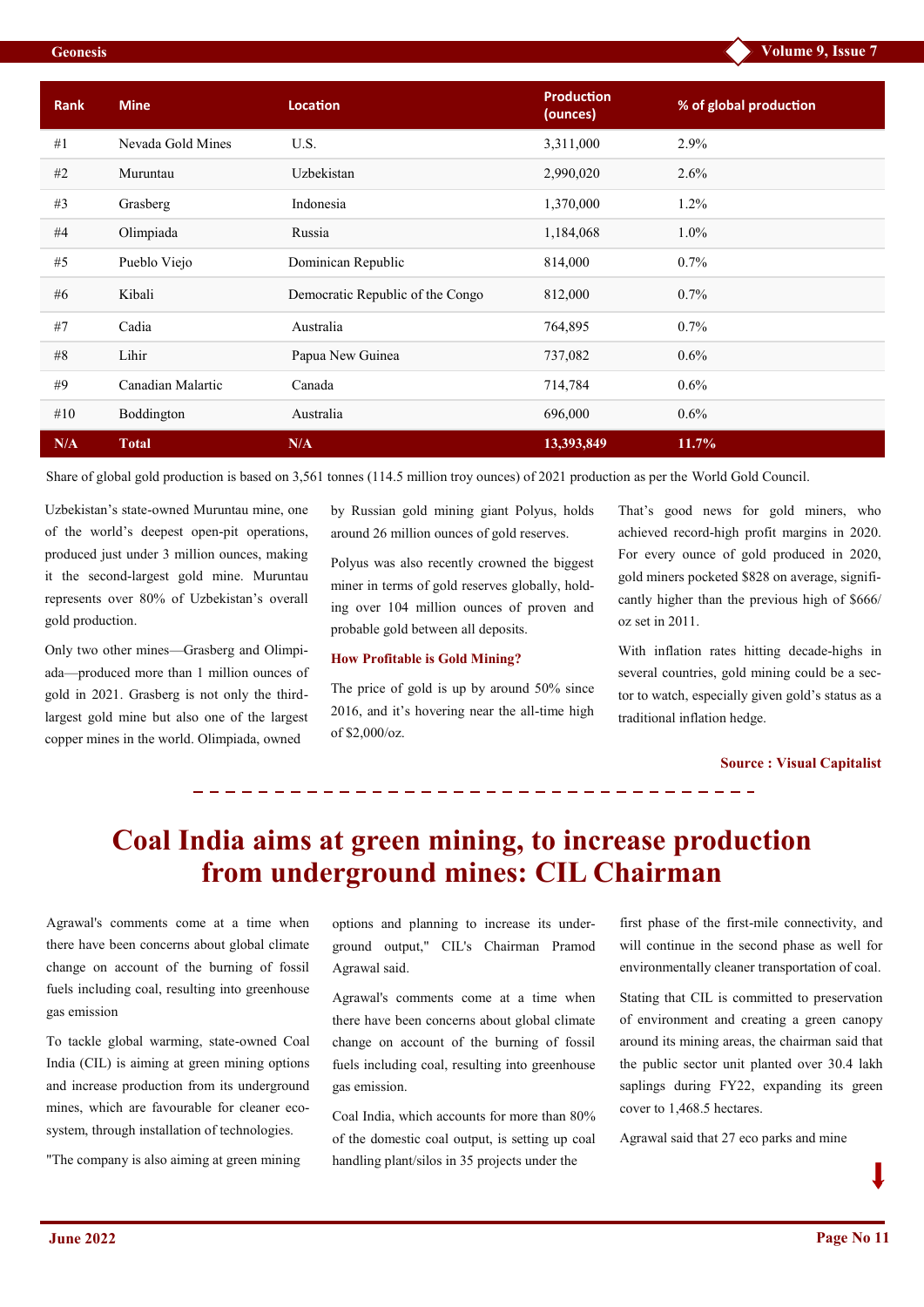| Rank | Mine | Location | Production (ounces) | % of global production |
|---|---|---|---|---|
| #1 | Nevada Gold Mines | U.S. | 3,311,000 | 2.9% |
| #2 | Muruntau | Uzbekistan | 2,990,020 | 2.6% |
| #3 | Grasberg | Indonesia | 1,370,000 | 1.2% |
| #4 | Olimpiada | Russia | 1,184,068 | 1.0% |
| #5 | Pueblo Viejo | Dominican Republic | 814,000 | 0.7% |
| #6 | Kibali | Democratic Republic of the Congo | 812,000 | 0.7% |
| #7 | Cadia | Australia | 764,895 | 0.7% |
| #8 | Lihir | Papua New Guinea | 737,082 | 0.6% |
| #9 | Canadian Malartic | Canada | 714,784 | 0.6% |
| #10 | Boddington | Australia | 696,000 | 0.6% |
| **N/A** | **Total** | **N/A** | **13,393,849** | **11.7%** |

Share of global gold production is based on 3,561 tonnes (114.5 million troy ounces) of 2021 production as per the World Gold Council.

Uzbekistan's state-owned Muruntau mine, one of the world's deepest open-pit operations, produced just under 3 million ounces, making it the second-largest gold mine. Muruntau represents over 80% of Uzbekistan's overall gold production.

Only two other mines—Grasberg and Olimpiada—produced more than 1 million ounces of gold in 2021. Grasberg is not only the third-largest gold mine but also one of the largest copper mines in the world. Olimpiada, owned by Russian gold mining giant Polyus, holds around 26 million ounces of gold reserves.

Polyus was also recently crowned the biggest miner in terms of gold reserves globally, holding over 104 million ounces of proven and probable gold between all deposits.

### How Profitable is Gold Mining?

The price of gold is up by around 50% since 2016, and it's hovering near the all-time high of $2,000/oz.

That's good news for gold miners, who achieved record-high profit margins in 2020. For every ounce of gold produced in 2020, gold miners pocketed $828 on average, significantly higher than the previous high of $666/oz set in 2011.

With inflation rates hitting decade-highs in several countries, gold mining could be a sector to watch, especially given gold's status as a traditional inflation hedge.

**Source : Visual Capitalist**

# Coal India aims at green mining, to increase production from underground mines: CIL Chairman

Agrawal's comments come at a time when there have been concerns about global climate change on account of the burning of fossil fuels including coal, resulting into greenhouse gas emission

To tackle global warming, state-owned Coal India (CIL) is aiming at green mining options and increase production from its underground mines, which are favourable for cleaner eco-system, through installation of technologies.

"The company is also aiming at green mining options and planning to increase its underground output," CIL's Chairman Pramod Agrawal said.

Agrawal's comments come at a time when there have been concerns about global climate change on account of the burning of fossil fuels including coal, resulting into greenhouse gas emission.

Coal India, which accounts for more than 80% of the domestic coal output, is setting up coal handling plant/silos in 35 projects under the first phase of the first-mile connectivity, and will continue in the second phase as well for environmentally cleaner transportation of coal.

Stating that CIL is committed to preservation of environment and creating a green canopy around its mining areas, the chairman said that the public sector unit planted over 30.4 lakh saplings during FY22, expanding its green cover to 1,468.5 hectares.

Agrawal said that 27 eco parks and mine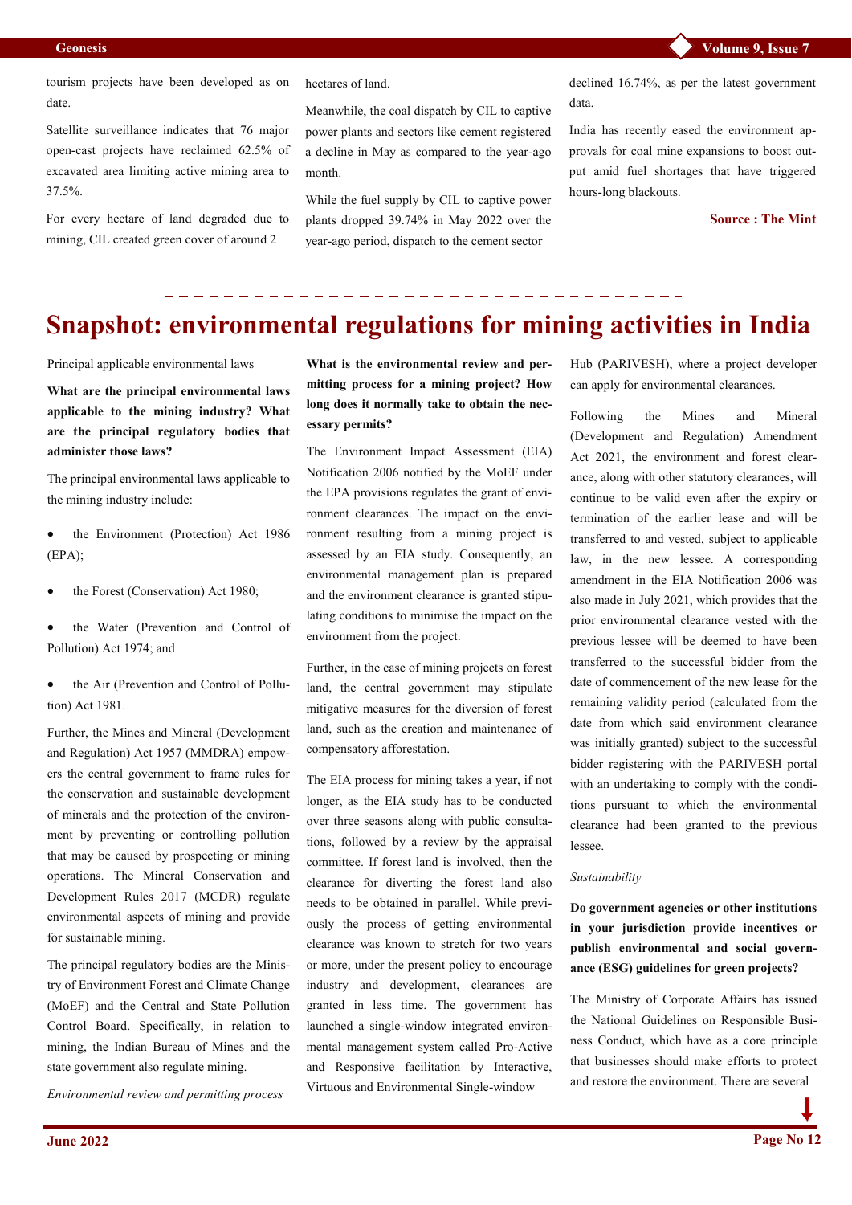tourism projects have been developed as on date.

Satellite surveillance indicates that 76 major open-cast projects have reclaimed 62.5% of excavated area limiting active mining area to 37.5%.

For every hectare of land degraded due to mining, CIL created green cover of around 2 hectares of land.

Meanwhile, the coal dispatch by CIL to captive power plants and sectors like cement registered a decline in May as compared to the year-ago month.

While the fuel supply by CIL to captive power plants dropped 39.74% in May 2022 over the year-ago period, dispatch to the cement sector declined 16.74%, as per the latest government data.

India has recently eased the environment approvals for coal mine expansions to boost output amid fuel shortages that have triggered hours-long blackouts.

**Source : The Mint**

# Snapshot: environmental regulations for mining activities in India

Principal applicable environmental laws

**What are the principal environmental laws applicable to the mining industry? What are the principal regulatory bodies that administer those laws?**

The principal environmental laws applicable to the mining industry include:

- the Environment (Protection) Act 1986 (EPA);
- the Forest (Conservation) Act 1980;
- the Water (Prevention and Control of Pollution) Act 1974; and
- the Air (Prevention and Control of Pollution) Act 1981.

Further, the Mines and Mineral (Development and Regulation) Act 1957 (MMDRA) empowers the central government to frame rules for the conservation and sustainable development of minerals and the protection of the environment by preventing or controlling pollution that may be caused by prospecting or mining operations. The Mineral Conservation and Development Rules 2017 (MCDR) regulate environmental aspects of mining and provide for sustainable mining.

The principal regulatory bodies are the Ministry of Environment Forest and Climate Change (MoEF) and the Central and State Pollution Control Board. Specifically, in relation to mining, the Indian Bureau of Mines and the state government also regulate mining.

*Environmental review and permitting process*

**What is the environmental review and permitting process for a mining project? How long does it normally take to obtain the necessary permits?**

The Environment Impact Assessment (EIA) Notification 2006 notified by the MoEF under the EPA provisions regulates the grant of environment clearances. The impact on the environment resulting from a mining project is assessed by an EIA study. Consequently, an environmental management plan is prepared and the environment clearance is granted stipulating conditions to minimise the impact on the environment from the project.

Further, in the case of mining projects on forest land, the central government may stipulate mitigative measures for the diversion of forest land, such as the creation and maintenance of compensatory afforestation.

The EIA process for mining takes a year, if not longer, as the EIA study has to be conducted over three seasons along with public consultations, followed by a review by the appraisal committee. If forest land is involved, then the clearance for diverting the forest land also needs to be obtained in parallel. While previously the process of getting environmental clearance was known to stretch for two years or more, under the present policy to encourage industry and development, clearances are granted in less time. The government has launched a single-window integrated environmental management system called Pro-Active and Responsive facilitation by Interactive, Virtuous and Environmental Single-window Hub (PARIVESH), where a project developer can apply for environmental clearances.

Following the Mines and Mineral (Development and Regulation) Amendment Act 2021, the environment and forest clearance, along with other statutory clearances, will continue to be valid even after the expiry or termination of the earlier lease and will be transferred to and vested, subject to applicable law, in the new lessee. A corresponding amendment in the EIA Notification 2006 was also made in July 2021, which provides that the prior environmental clearance vested with the previous lessee will be deemed to have been transferred to the successful bidder from the date of commencement of the new lease for the remaining validity period (calculated from the date from which said environment clearance was initially granted) subject to the successful bidder registering with the PARIVESH portal with an undertaking to comply with the conditions pursuant to which the environmental clearance had been granted to the previous lessee.

*Sustainability*

**Do government agencies or other institutions in your jurisdiction provide incentives or publish environmental and social governance (ESG) guidelines for green projects?**

The Ministry of Corporate Affairs has issued the National Guidelines on Responsible Business Conduct, which have as a core principle that businesses should make efforts to protect and restore the environment. There are several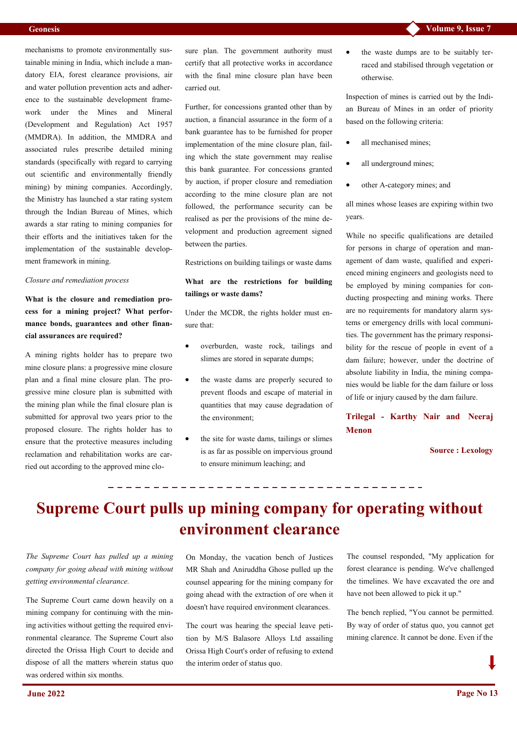mechanisms to promote environmentally sustainable mining in India, which include a mandatory EIA, forest clearance provisions, air and water pollution prevention acts and adherence to the sustainable development framework under the Mines and Mineral (Development and Regulation) Act 1957 (MMDRA). In addition, the MMDRA and associated rules prescribe detailed mining standards (specifically with regard to carrying out scientific and environmentally friendly mining) by mining companies. Accordingly, the Ministry has launched a star rating system through the Indian Bureau of Mines, which awards a star rating to mining companies for their efforts and the initiatives taken for the implementation of the sustainable development framework in mining.

*Closure and remediation process*

**What is the closure and remediation process for a mining project? What performance bonds, guarantees and other financial assurances are required?**

A mining rights holder has to prepare two mine closure plans: a progressive mine closure plan and a final mine closure plan. The progressive mine closure plan is submitted with the mining plan while the final closure plan is submitted for approval two years prior to the proposed closure. The rights holder has to ensure that the protective measures including reclamation and rehabilitation works are carried out according to the approved mine closure plan. The government authority must certify that all protective works in accordance with the final mine closure plan have been carried out.

Further, for concessions granted other than by auction, a financial assurance in the form of a bank guarantee has to be furnished for proper implementation of the mine closure plan, failing which the state government may realise this bank guarantee. For concessions granted by auction, if proper closure and remediation according to the mine closure plan are not followed, the performance security can be realised as per the provisions of the mine development and production agreement signed between the parties.

Restrictions on building tailings or waste dams

**What are the restrictions for building tailings or waste dams?**

Under the MCDR, the rights holder must ensure that:

- overburden, waste rock, tailings and slimes are stored in separate dumps;
- the waste dams are properly secured to prevent floods and escape of material in quantities that may cause degradation of the environment;
- the site for waste dams, tailings or slimes is as far as possible on impervious ground to ensure minimum leaching; and
- the waste dumps are to be suitably terraced and stabilised through vegetation or otherwise.

Inspection of mines is carried out by the Indian Bureau of Mines in an order of priority based on the following criteria:

- all mechanised mines;
- all underground mines;
- other A-category mines; and

all mines whose leases are expiring within two years.

While no specific qualifications are detailed for persons in charge of operation and management of dam waste, qualified and experienced mining engineers and geologists need to be employed by mining companies for conducting prospecting and mining works. There are no requirements for mandatory alarm systems or emergency drills with local communities. The government has the primary responsibility for the rescue of people in event of a dam failure; however, under the doctrine of absolute liability in India, the mining companies would be liable for the dam failure or loss of life or injury caused by the dam failure.

**Trilegal - Karthy Nair and Neeraj Menon**

**Source : Lexology**

# Supreme Court pulls up mining company for operating without environment clearance

*The Supreme Court has pulled up a mining company for going ahead with mining without getting environmental clearance.*

The Supreme Court came down heavily on a mining company for continuing with the mining activities without getting the required environmental clearance. The Supreme Court also directed the Orissa High Court to decide and dispose of all the matters wherein status quo was ordered within six months.

On Monday, the vacation bench of Justices MR Shah and Aniruddha Ghose pulled up the counsel appearing for the mining company for going ahead with the extraction of ore when it doesn't have required environment clearances.

The court was hearing the special leave petition by M/S Balasore Alloys Ltd assailing Orissa High Court's order of refusing to extend the interim order of status quo.

The counsel responded, "My application for forest clearance is pending. We've challenged the timelines. We have excavated the ore and have not been allowed to pick it up."

The bench replied, "You cannot be permitted. By way of order of status quo, you cannot get mining clarence. It cannot be done. Even if the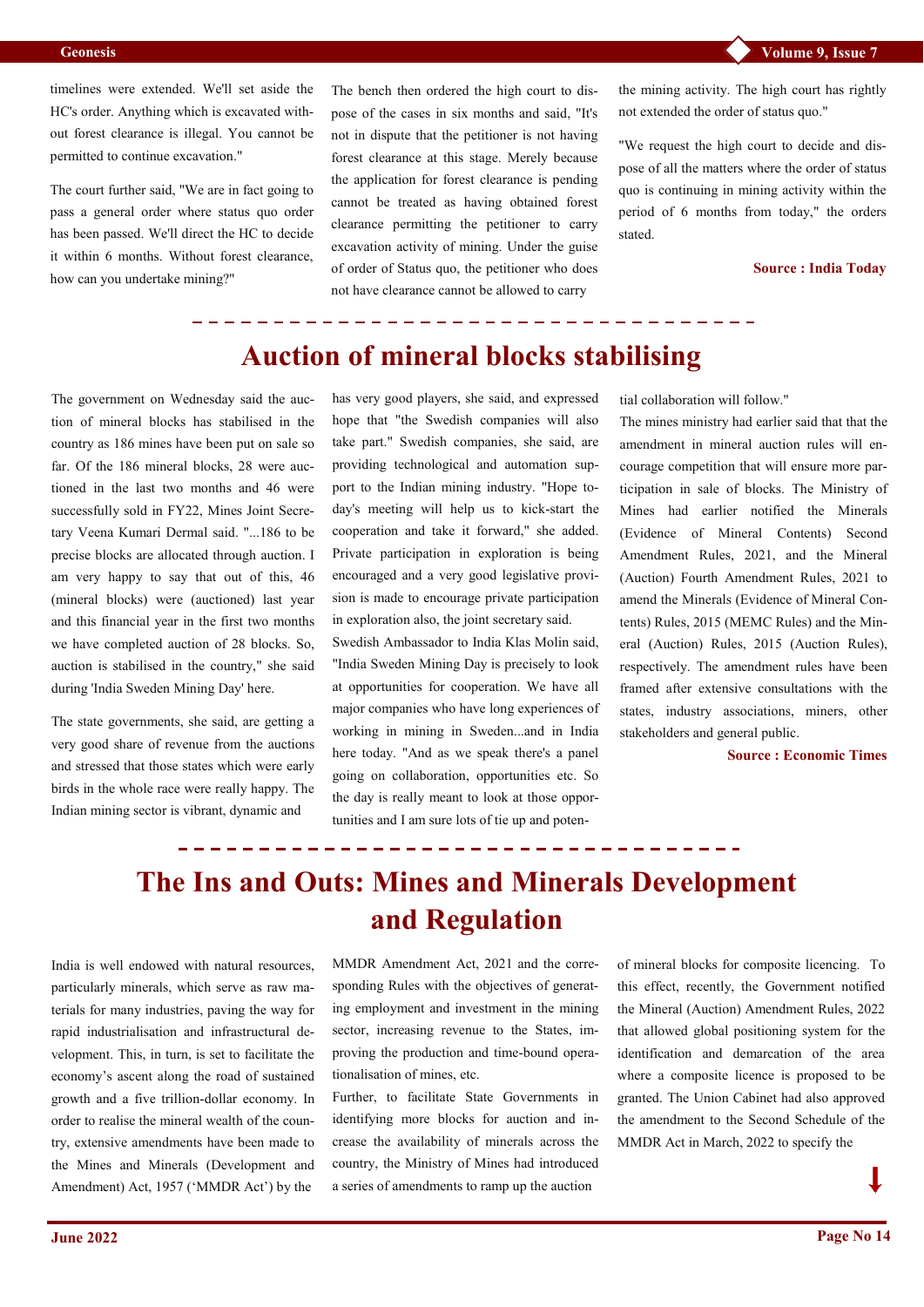timelines were extended. We'll set aside the HC's order. Anything which is excavated without forest clearance is illegal. You cannot be permitted to continue excavation."

The court further said, "We are in fact going to pass a general order where status quo order has been passed. We'll direct the HC to decide it within 6 months. Without forest clearance, how can you undertake mining?"

The bench then ordered the high court to dispose of the cases in six months and said, "It's not in dispute that the petitioner is not having forest clearance at this stage. Merely because the application for forest clearance is pending cannot be treated as having obtained forest clearance permitting the petitioner to carry excavation activity of mining. Under the guise of order of Status quo, the petitioner who does not have clearance cannot be allowed to carry the mining activity. The high court has rightly not extended the order of status quo."

"We request the high court to decide and dispose of all the matters where the order of status quo is continuing in mining activity within the period of 6 months from today," the orders stated.

**Source : India Today**

# Auction of mineral blocks stabilising

The government on Wednesday said the auction of mineral blocks has stabilised in the country as 186 mines have been put on sale so far. Of the 186 mineral blocks, 28 were auctioned in the last two months and 46 were successfully sold in FY22, Mines Joint Secretary Veena Kumari Dermal said. "...186 to be precise blocks are allocated through auction. I am very happy to say that out of this, 46 (mineral blocks) were (auctioned) last year and this financial year in the first two months we have completed auction of 28 blocks. So, auction is stabilised in the country," she said during 'India Sweden Mining Day' here.

The state governments, she said, are getting a very good share of revenue from the auctions and stressed that those states which were early birds in the whole race were really happy. The Indian mining sector is vibrant, dynamic and has very good players, she said, and expressed hope that "the Swedish companies will also take part." Swedish companies, she said, are providing technological and automation support to the Indian mining industry. "Hope today's meeting will help us to kick-start the cooperation and take it forward," she added. Private participation in exploration is being encouraged and a very good legislative provision is made to encourage private participation in exploration also, the joint secretary said.

Swedish Ambassador to India Klas Molin said, "India Sweden Mining Day is precisely to look at opportunities for cooperation. We have all major companies who have long experiences of working in mining in Sweden...and in India here today. "And as we speak there's a panel going on collaboration, opportunities etc. So the day is really meant to look at those opportunities and I am sure lots of tie up and potential collaboration will follow."

The mines ministry had earlier said that that the amendment in mineral auction rules will encourage competition that will ensure more participation in sale of blocks. The Ministry of Mines had earlier notified the Minerals (Evidence of Mineral Contents) Second Amendment Rules, 2021, and the Mineral (Auction) Fourth Amendment Rules, 2021 to amend the Minerals (Evidence of Mineral Contents) Rules, 2015 (MEMC Rules) and the Mineral (Auction) Rules, 2015 (Auction Rules), respectively. The amendment rules have been framed after extensive consultations with the states, industry associations, miners, other stakeholders and general public.

**Source : Economic Times**

# The Ins and Outs: Mines and Minerals Development and Regulation

India is well endowed with natural resources, particularly minerals, which serve as raw materials for many industries, paving the way for rapid industrialisation and infrastructural development. This, in turn, is set to facilitate the economy's ascent along the road of sustained growth and a five trillion-dollar economy. In order to realise the mineral wealth of the country, extensive amendments have been made to the Mines and Minerals (Development and Amendment) Act, 1957 ('MMDR Act') by the MMDR Amendment Act, 2021 and the corresponding Rules with the objectives of generating employment and investment in the mining sector, increasing revenue to the States, improving the production and time-bound operationalisation of mines, etc.

Further, to facilitate State Governments in identifying more blocks for auction and increase the availability of minerals across the country, the Ministry of Mines had introduced a series of amendments to ramp up the auction of mineral blocks for composite licencing. To this effect, recently, the Government notified the Mineral (Auction) Amendment Rules, 2022 that allowed global positioning system for the identification and demarcation of the area where a composite licence is proposed to be granted. The Union Cabinet had also approved the amendment to the Second Schedule of the MMDR Act in March, 2022 to specify the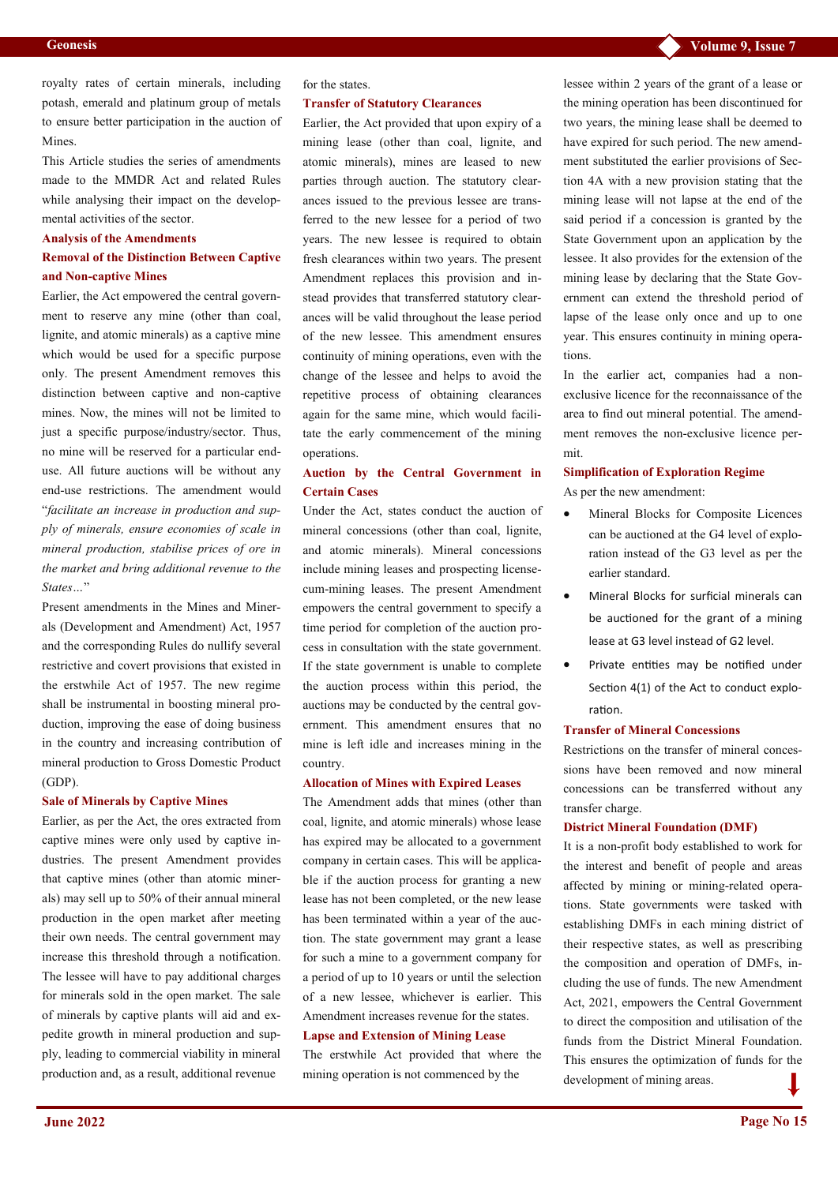royalty rates of certain minerals, including potash, emerald and platinum group of metals to ensure better participation in the auction of Mines.

This Article studies the series of amendments made to the MMDR Act and related Rules while analysing their impact on the developmental activities of the sector.

### Analysis of the Amendments

#### Removal of the Distinction Between Captive and Non-captive Mines

Earlier, the Act empowered the central government to reserve any mine (other than coal, lignite, and atomic minerals) as a captive mine which would be used for a specific purpose only. The present Amendment removes this distinction between captive and non-captive mines. Now, the mines will not be limited to just a specific purpose/industry/sector. Thus, no mine will be reserved for a particular end-use. All future auctions will be without any end-use restrictions. The amendment would "*facilitate an increase in production and supply of minerals, ensure economies of scale in mineral production, stabilise prices of ore in the market and bring additional revenue to the States…*"

Present amendments in the Mines and Minerals (Development and Amendment) Act, 1957 and the corresponding Rules do nullify several restrictive and covert provisions that existed in the erstwhile Act of 1957. The new regime shall be instrumental in boosting mineral production, improving the ease of doing business in the country and increasing contribution of mineral production to Gross Domestic Product (GDP).

#### Sale of Minerals by Captive Mines

Earlier, as per the Act, the ores extracted from captive mines were only used by captive industries. The present Amendment provides that captive mines (other than atomic minerals) may sell up to 50% of their annual mineral production in the open market after meeting their own needs. The central government may increase this threshold through a notification. The lessee will have to pay additional charges for minerals sold in the open market. The sale of minerals by captive plants will aid and expedite growth in mineral production and supply, leading to commercial viability in mineral production and, as a result, additional revenue for the states.

#### Transfer of Statutory Clearances

Earlier, the Act provided that upon expiry of a mining lease (other than coal, lignite, and atomic minerals), mines are leased to new parties through auction. The statutory clearances issued to the previous lessee are transferred to the new lessee for a period of two years. The new lessee is required to obtain fresh clearances within two years. The present Amendment replaces this provision and instead provides that transferred statutory clearances will be valid throughout the lease period of the new lessee. This amendment ensures continuity of mining operations, even with the change of the lessee and helps to avoid the repetitive process of obtaining clearances again for the same mine, which would facilitate the early commencement of the mining operations.

#### Auction by the Central Government in Certain Cases

Under the Act, states conduct the auction of mineral concessions (other than coal, lignite, and atomic minerals). Mineral concessions include mining leases and prospecting license-cum-mining leases. The present Amendment empowers the central government to specify a time period for completion of the auction process in consultation with the state government. If the state government is unable to complete the auction process within this period, the auctions may be conducted by the central government. This amendment ensures that no mine is left idle and increases mining in the country.

#### Allocation of Mines with Expired Leases

The Amendment adds that mines (other than coal, lignite, and atomic minerals) whose lease has expired may be allocated to a government company in certain cases. This will be applicable if the auction process for granting a new lease has not been completed, or the new lease has been terminated within a year of the auction. The state government may grant a lease for such a mine to a government company for a period of up to 10 years or until the selection of a new lessee, whichever is earlier. This Amendment increases revenue for the states.

#### Lapse and Extension of Mining Lease

The erstwhile Act provided that where the mining operation is not commenced by the lessee within 2 years of the grant of a lease or the mining operation has been discontinued for two years, the mining lease shall be deemed to have expired for such period. The new amendment substituted the earlier provisions of Section 4A with a new provision stating that the mining lease will not lapse at the end of the said period if a concession is granted by the State Government upon an application by the lessee. It also provides for the extension of the mining lease by declaring that the State Government can extend the threshold period of lapse of the lease only once and up to one year. This ensures continuity in mining operations.

In the earlier act, companies had a non-exclusive licence for the reconnaissance of the area to find out mineral potential. The amendment removes the non-exclusive licence permit.

#### Simplification of Exploration Regime

As per the new amendment:

- Mineral Blocks for Composite Licences can be auctioned at the G4 level of exploration instead of the G3 level as per the earlier standard.
- Mineral Blocks for surficial minerals can be auctioned for the grant of a mining lease at G3 level instead of G2 level.
- Private entities may be notified under Section 4(1) of the Act to conduct exploration.

#### Transfer of Mineral Concessions

Restrictions on the transfer of mineral concessions have been removed and now mineral concessions can be transferred without any transfer charge.

#### District Mineral Foundation (DMF)

It is a non-profit body established to work for the interest and benefit of people and areas affected by mining or mining-related operations. State governments were tasked with establishing DMFs in each mining district of their respective states, as well as prescribing the composition and operation of DMFs, including the use of funds. The new Amendment Act, 2021, empowers the Central Government to direct the composition and utilisation of the funds from the District Mineral Foundation. This ensures the optimization of funds for the development of mining areas.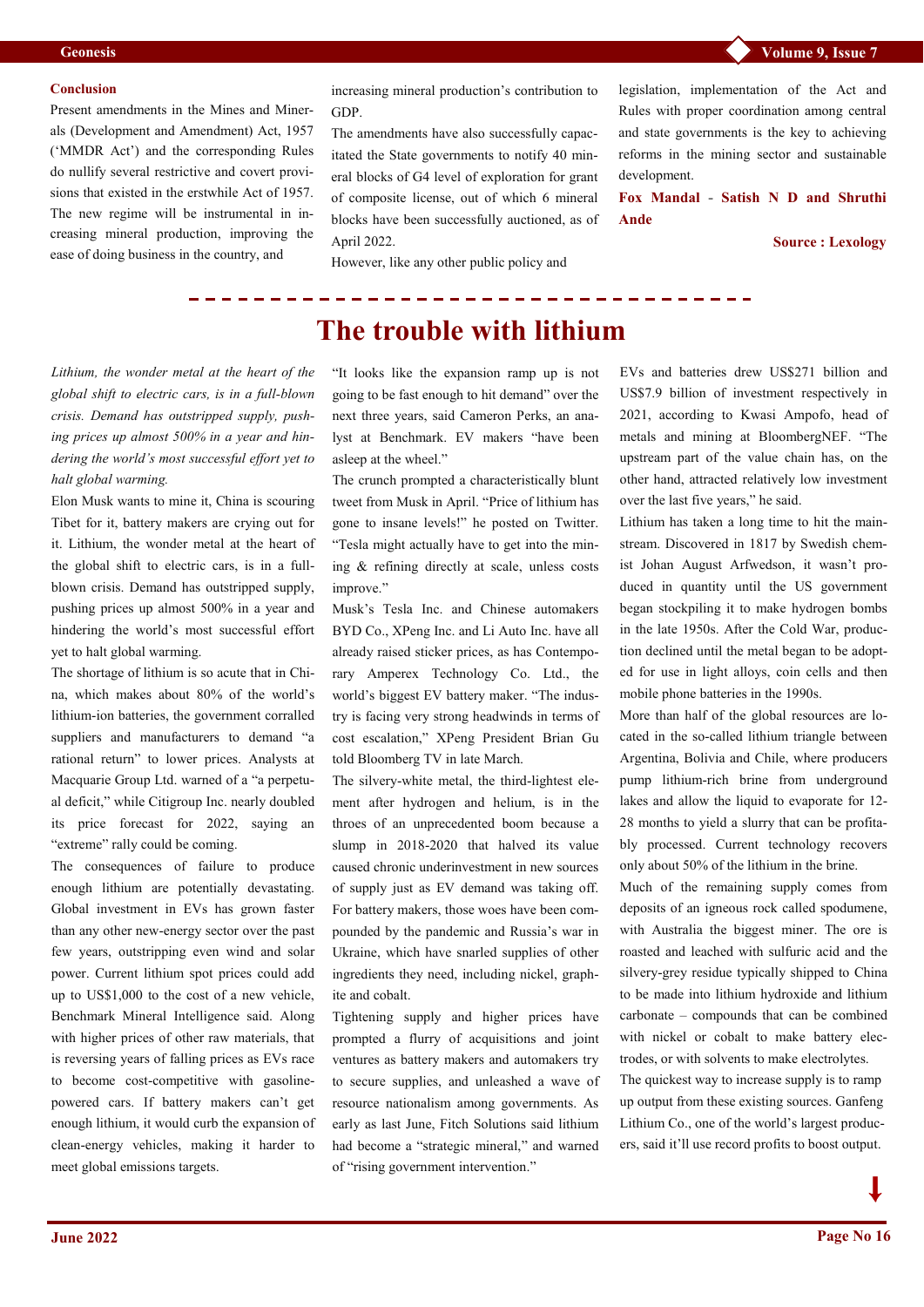#### Conclusion

Present amendments in the Mines and Minerals (Development and Amendment) Act, 1957 ('MMDR Act') and the corresponding Rules do nullify several restrictive and covert provisions that existed in the erstwhile Act of 1957. The new regime will be instrumental in increasing mineral production, improving the ease of doing business in the country, and increasing mineral production's contribution to GDP.

The amendments have also successfully capacitated the State governments to notify 40 mineral blocks of G4 level of exploration for grant of composite license, out of which 6 mineral blocks have been successfully auctioned, as of April 2022.

However, like any other public policy and legislation, implementation of the Act and Rules with proper coordination among central and state governments is the key to achieving reforms in the mining sector and sustainable development.

**Fox Mandal - Satish N D and Shruthi Ande**

**Source : Lexology**

---

# The trouble with lithium

*Lithium, the wonder metal at the heart of the global shift to electric cars, is in a full-blown crisis. Demand has outstripped supply, pushing prices up almost 500% in a year and hindering the world's most successful effort yet to halt global warming.*

Elon Musk wants to mine it, China is scouring Tibet for it, battery makers are crying out for it. Lithium, the wonder metal at the heart of the global shift to electric cars, is in a full-blown crisis. Demand has outstripped supply, pushing prices up almost 500% in a year and hindering the world's most successful effort yet to halt global warming.

The shortage of lithium is so acute that in China, which makes about 80% of the world's lithium-ion batteries, the government corralled suppliers and manufacturers to demand "a rational return" to lower prices. Analysts at Macquarie Group Ltd. warned of a "a perpetual deficit," while Citigroup Inc. nearly doubled its price forecast for 2022, saying an "extreme" rally could be coming.

The consequences of failure to produce enough lithium are potentially devastating. Global investment in EVs has grown faster than any other new-energy sector over the past few years, outstripping even wind and solar power. Current lithium spot prices could add up to US$1,000 to the cost of a new vehicle, Benchmark Mineral Intelligence said. Along with higher prices of other raw materials, that is reversing years of falling prices as EVs race to become cost-competitive with gasoline-powered cars. If battery makers can't get enough lithium, it would curb the expansion of clean-energy vehicles, making it harder to meet global emissions targets.

"It looks like the expansion ramp up is not going to be fast enough to hit demand" over the next three years, said Cameron Perks, an analyst at Benchmark. EV makers "have been asleep at the wheel."

The crunch prompted a characteristically blunt tweet from Musk in April. "Price of lithium has gone to insane levels!" he posted on Twitter. "Tesla might actually have to get into the mining & refining directly at scale, unless costs improve."

Musk's Tesla Inc. and Chinese automakers BYD Co., XPeng Inc. and Li Auto Inc. have all already raised sticker prices, as has Contemporary Amperex Technology Co. Ltd., the world's biggest EV battery maker. "The industry is facing very strong headwinds in terms of cost escalation," XPeng President Brian Gu told Bloomberg TV in late March.

The silvery-white metal, the third-lightest element after hydrogen and helium, is in the throes of an unprecedented boom because a slump in 2018-2020 that halved its value caused chronic underinvestment in new sources of supply just as EV demand was taking off. For battery makers, those woes have been compounded by the pandemic and Russia's war in Ukraine, which have snarled supplies of other ingredients they need, including nickel, graphite and cobalt.

Tightening supply and higher prices have prompted a flurry of acquisitions and joint ventures as battery makers and automakers try to secure supplies, and unleashed a wave of resource nationalism among governments. As early as last June, Fitch Solutions said lithium had become a "strategic mineral," and warned of "rising government intervention."

EVs and batteries drew US$271 billion and US$7.9 billion of investment respectively in 2021, according to Kwasi Ampofo, head of metals and mining at BloombergNEF. "The upstream part of the value chain has, on the other hand, attracted relatively low investment over the last five years," he said.

Lithium has taken a long time to hit the mainstream. Discovered in 1817 by Swedish chemist Johan August Arfwedson, it wasn't produced in quantity until the US government began stockpiling it to make hydrogen bombs in the late 1950s. After the Cold War, production declined until the metal began to be adopted for use in light alloys, coin cells and then mobile phone batteries in the 1990s.

More than half of the global resources are located in the so-called lithium triangle between Argentina, Bolivia and Chile, where producers pump lithium-rich brine from underground lakes and allow the liquid to evaporate for 12-28 months to yield a slurry that can be profitably processed. Current technology recovers only about 50% of the lithium in the brine.

Much of the remaining supply comes from deposits of an igneous rock called spodumene, with Australia the biggest miner. The ore is roasted and leached with sulfuric acid and the silvery-grey residue typically shipped to China to be made into lithium hydroxide and lithium carbonate – compounds that can be combined with nickel or cobalt to make battery electrodes, or with solvents to make electrolytes.

The quickest way to increase supply is to ramp up output from these existing sources. Ganfeng Lithium Co., one of the world's largest producers, said it'll use record profits to boost output.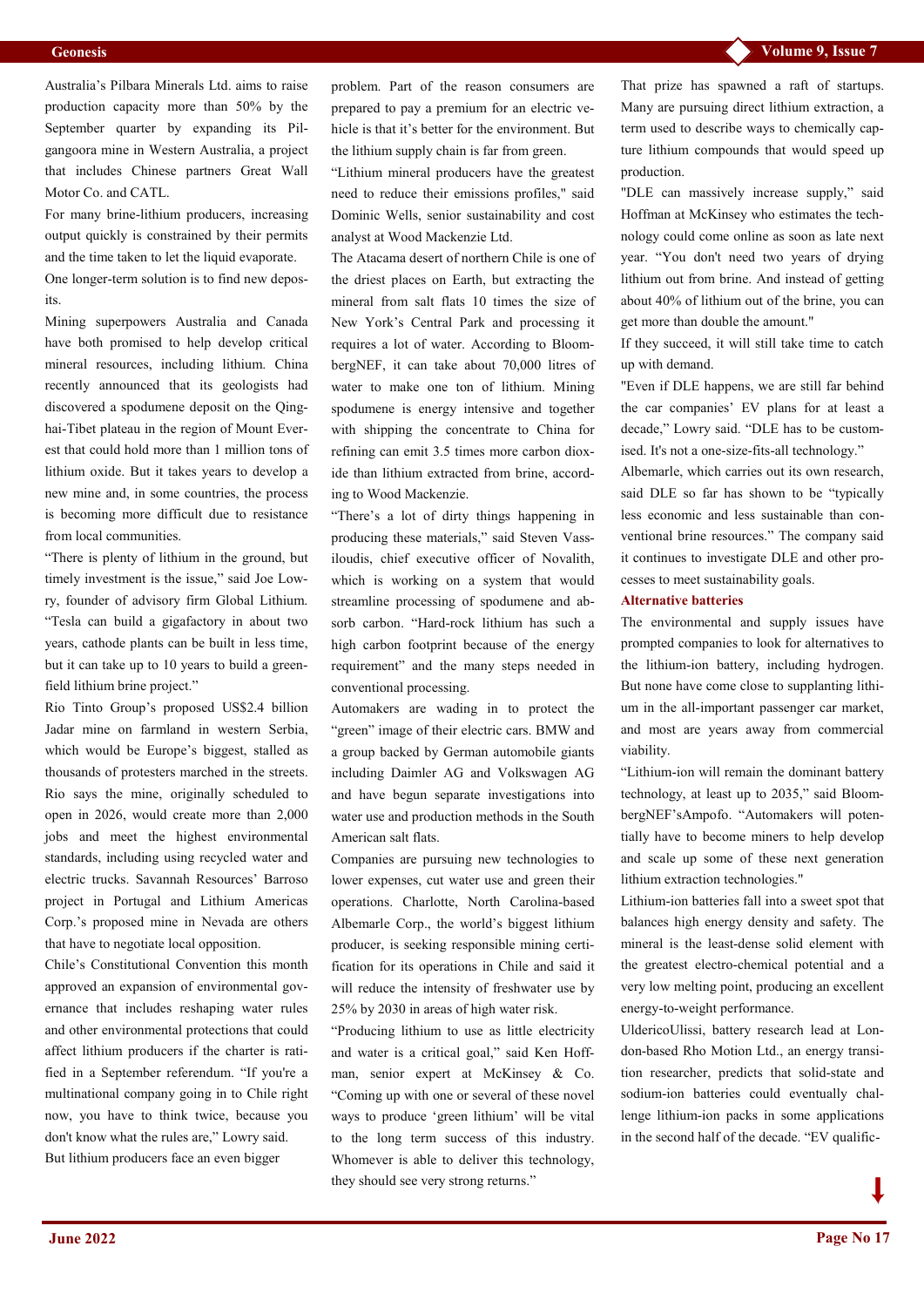Australia's Pilbara Minerals Ltd. aims to raise production capacity more than 50% by the September quarter by expanding its Pilgangoora mine in Western Australia, a project that includes Chinese partners Great Wall Motor Co. and CATL.

For many brine-lithium producers, increasing output quickly is constrained by their permits and the time taken to let the liquid evaporate.

One longer-term solution is to find new deposits.

Mining superpowers Australia and Canada have both promised to help develop critical mineral resources, including lithium. China recently announced that its geologists had discovered a spodumene deposit on the Qinghai-Tibet plateau in the region of Mount Everest that could hold more than 1 million tons of lithium oxide. But it takes years to develop a new mine and, in some countries, the process is becoming more difficult due to resistance from local communities.

"There is plenty of lithium in the ground, but timely investment is the issue," said Joe Lowry, founder of advisory firm Global Lithium. "Tesla can build a gigafactory in about two years, cathode plants can be built in less time, but it can take up to 10 years to build a greenfield lithium brine project."

Rio Tinto Group's proposed US$2.4 billion Jadar mine on farmland in western Serbia, which would be Europe's biggest, stalled as thousands of protesters marched in the streets. Rio says the mine, originally scheduled to open in 2026, would create more than 2,000 jobs and meet the highest environmental standards, including using recycled water and electric trucks. Savannah Resources' Barroso project in Portugal and Lithium Americas Corp.'s proposed mine in Nevada are others that have to negotiate local opposition.

Chile's Constitutional Convention this month approved an expansion of environmental governance that includes reshaping water rules and other environmental protections that could affect lithium producers if the charter is ratified in a September referendum. "If you're a multinational company going in to Chile right now, you have to think twice, because you don't know what the rules are," Lowry said.

But lithium producers face an even bigger problem. Part of the reason consumers are prepared to pay a premium for an electric vehicle is that it's better for the environment. But the lithium supply chain is far from green.

"Lithium mineral producers have the greatest need to reduce their emissions profiles," said Dominic Wells, senior sustainability and cost analyst at Wood Mackenzie Ltd.

The Atacama desert of northern Chile is one of the driest places on Earth, but extracting the mineral from salt flats 10 times the size of New York's Central Park and processing it requires a lot of water. According to BloombergNEF, it can take about 70,000 litres of water to make one ton of lithium. Mining spodumene is energy intensive and together with shipping the concentrate to China for refining can emit 3.5 times more carbon dioxide than lithium extracted from brine, according to Wood Mackenzie.

"There's a lot of dirty things happening in producing these materials," said Steven Vassiloudis, chief executive officer of Novalith, which is working on a system that would streamline processing of spodumene and absorb carbon. "Hard-rock lithium has such a high carbon footprint because of the energy requirement" and the many steps needed in conventional processing.

Automakers are wading in to protect the "green" image of their electric cars. BMW and a group backed by German automobile giants including Daimler AG and Volkswagen AG and have begun separate investigations into water use and production methods in the South American salt flats.

Companies are pursuing new technologies to lower expenses, cut water use and green their operations. Charlotte, North Carolina-based Albemarle Corp., the world's biggest lithium producer, is seeking responsible mining certification for its operations in Chile and said it will reduce the intensity of freshwater use by 25% by 2030 in areas of high water risk.

"Producing lithium to use as little electricity and water is a critical goal," said Ken Hoffman, senior expert at McKinsey & Co. "Coming up with one or several of these novel ways to produce 'green lithium' will be vital to the long term success of this industry. Whomever is able to deliver this technology, they should see very strong returns."

That prize has spawned a raft of startups. Many are pursuing direct lithium extraction, a term used to describe ways to chemically capture lithium compounds that would speed up production.

"DLE can massively increase supply," said Hoffman at McKinsey who estimates the technology could come online as soon as late next year. "You don't need two years of drying lithium out from brine. And instead of getting about 40% of lithium out of the brine, you can get more than double the amount."

If they succeed, it will still take time to catch up with demand.

"Even if DLE happens, we are still far behind the car companies' EV plans for at least a decade," Lowry said. "DLE has to be customised. It's not a one-size-fits-all technology."

Albemarle, which carries out its own research, said DLE so far has shown to be "typically less economic and less sustainable than conventional brine resources." The company said it continues to investigate DLE and other processes to meet sustainability goals.

### Alternative batteries

The environmental and supply issues have prompted companies to look for alternatives to the lithium-ion battery, including hydrogen. But none have come close to supplanting lithium in the all-important passenger car market, and most are years away from commercial viability.

"Lithium-ion will remain the dominant battery technology, at least up to 2035," said BloombergNEF'sAmpofo. "Automakers will potentially have to become miners to help develop and scale up some of these next generation lithium extraction technologies."

Lithium-ion batteries fall into a sweet spot that balances high energy density and safety. The mineral is the least-dense solid element with the greatest electro-chemical potential and a very low melting point, producing an excellent energy-to-weight performance.

UldericoUlissi, battery research lead at London-based Rho Motion Ltd., an energy transition researcher, predicts that solid-state and sodium-ion batteries could eventually challenge lithium-ion packs in some applications in the second half of the decade. "EV qualific-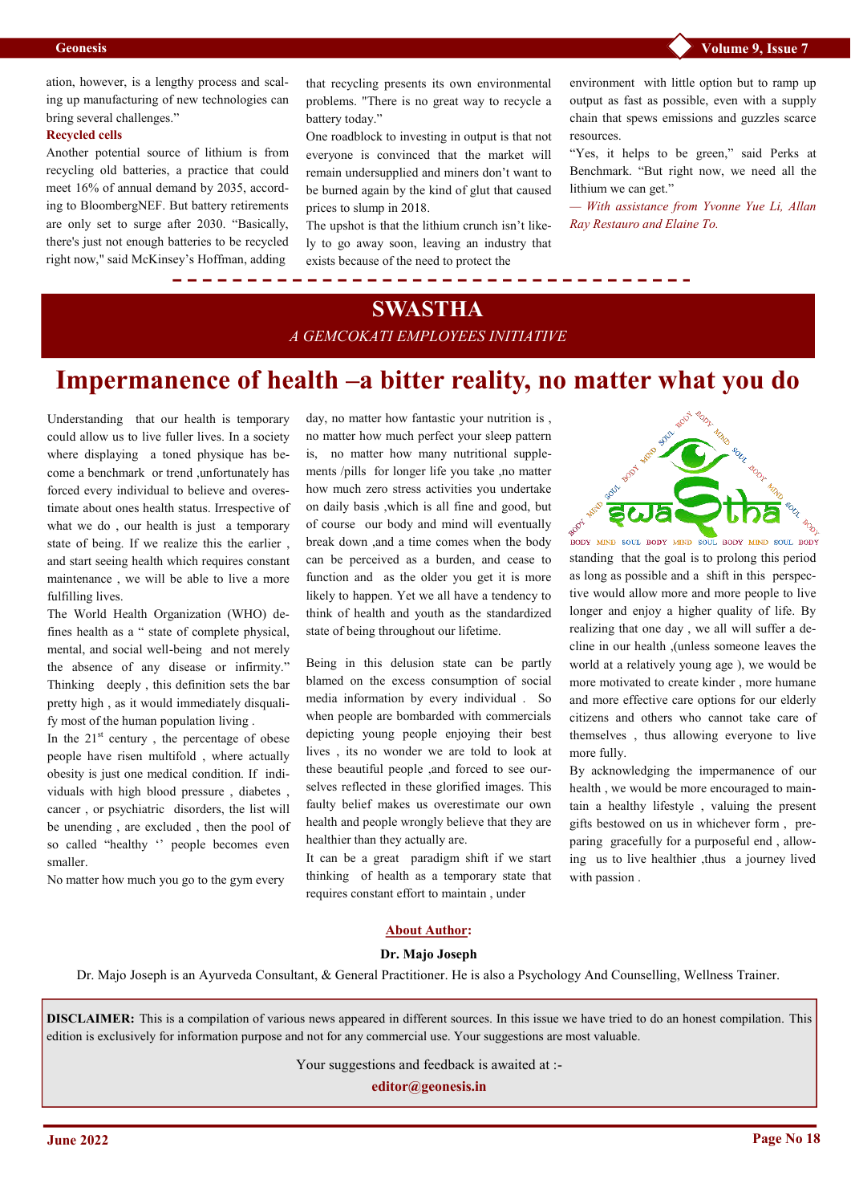ation, however, is a lengthy process and scaling up manufacturing of new technologies can bring several challenges."

**Recycled cells**

Another potential source of lithium is from recycling old batteries, a practice that could meet 16% of annual demand by 2035, according to BloombergNEF. But battery retirements are only set to surge after 2030. "Basically, there's just not enough batteries to be recycled right now," said McKinsey's Hoffman, adding that recycling presents its own environmental problems. "There is no great way to recycle a battery today."

One roadblock to investing in output is that not everyone is convinced that the market will remain undersupplied and miners don't want to be burned again by the kind of glut that caused prices to slump in 2018.

The upshot is that the lithium crunch isn't likely to go away soon, leaving an industry that exists because of the need to protect the environment with little option but to ramp up output as fast as possible, even with a supply chain that spews emissions and guzzles scarce resources.

"Yes, it helps to be green," said Perks at Benchmark. "But right now, we need all the lithium we can get."

*— With assistance from Yvonne Yue Li, Allan Ray Restauro and Elaine To.*

## SWASTHA

*A GEMCOKATI EMPLOYEES INITIATIVE*

# Impermanence of health –a bitter reality, no matter what you do

Understanding that our health is temporary could allow us to live fuller lives. In a society where displaying a toned physique has become a benchmark or trend ,unfortunately has forced every individual to believe and overestimate about ones health status. Irrespective of what we do , our health is just a temporary state of being. If we realize this the earlier , and start seeing health which requires constant maintenance , we will be able to live a more fulfilling lives.

The World Health Organization (WHO) defines health as a " state of complete physical, mental, and social well-being and not merely the absence of any disease or infirmity." Thinking deeply , this definition sets the bar pretty high , as it would immediately disqualify most of the human population living .

In the 21st century , the percentage of obese people have risen multifold , where actually obesity is just one medical condition. If individuals with high blood pressure , diabetes , cancer , or psychiatric disorders, the list will be unending , are excluded , then the pool of so called "healthy '' people becomes even smaller.

No matter how much you go to the gym every day, no matter how fantastic your nutrition is , no matter how much perfect your sleep pattern is, no matter how many nutritional supplements /pills for longer life you take ,no matter how much zero stress activities you undertake on daily basis ,which is all fine and good, but of course our body and mind will eventually break down ,and a time comes when the body can be perceived as a burden, and cease to function and as the older you get it is more likely to happen. Yet we all have a tendency to think of health and youth as the standardized state of being throughout our lifetime.

Being in this delusion state can be partly blamed on the excess consumption of social media information by every individual . So when people are bombarded with commercials depicting young people enjoying their best lives , its no wonder we are told to look at these beautiful people ,and forced to see ourselves reflected in these glorified images. This faulty belief makes us overestimate our own health and people wrongly believe that they are healthier than they actually are.

It can be a great paradigm shift if we start thinking of health as a temporary state that requires constant effort to maintain , under standing that the goal is to prolong this period as long as possible and a shift in this perspective would allow more and more people to live longer and enjoy a higher quality of life. By realizing that one day , we all will suffer a decline in our health ,(unless someone leaves the world at a relatively young age ), we would be more motivated to create kinder , more humane and more effective care options for our elderly citizens and others who cannot take care of themselves , thus allowing everyone to live more fully.

By acknowledging the impermanence of our health , we would be more encouraged to maintain a healthy lifestyle , valuing the present gifts bestowed on us in whichever form , preparing gracefully for a purposeful end , allowing us to live healthier ,thus a journey lived with passion .

**About Author:**

**Dr. Majo Joseph**

Dr. Majo Joseph is an Ayurveda Consultant, & General Practitioner. He is also a Psychology And Counselling, Wellness Trainer.

**DISCLAIMER:** This is a compilation of various news appeared in different sources. In this issue we have tried to do an honest compilation. This edition is exclusively for information purpose and not for any commercial use. Your suggestions are most valuable.

Your suggestions and feedback is awaited at :-

**editor@geonesis.in**